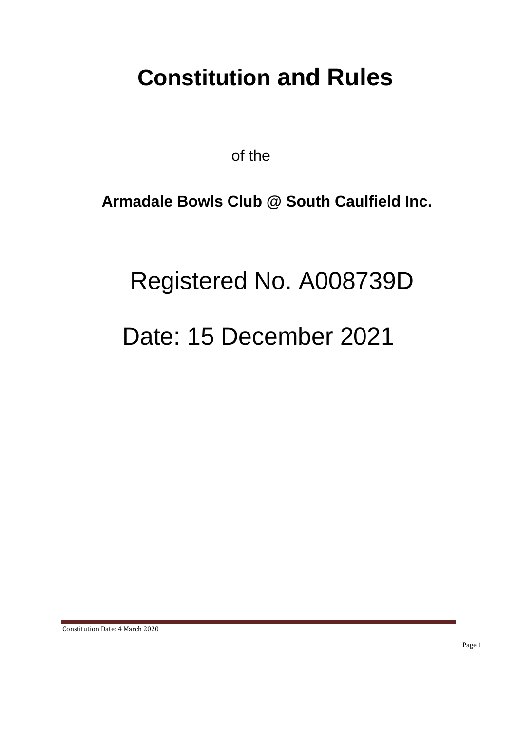# Constitution and Rules

of the

**Armadale Bowls Club @ South Caulfield Inc.**

Registered No. A008739D

Date: 15 December 2021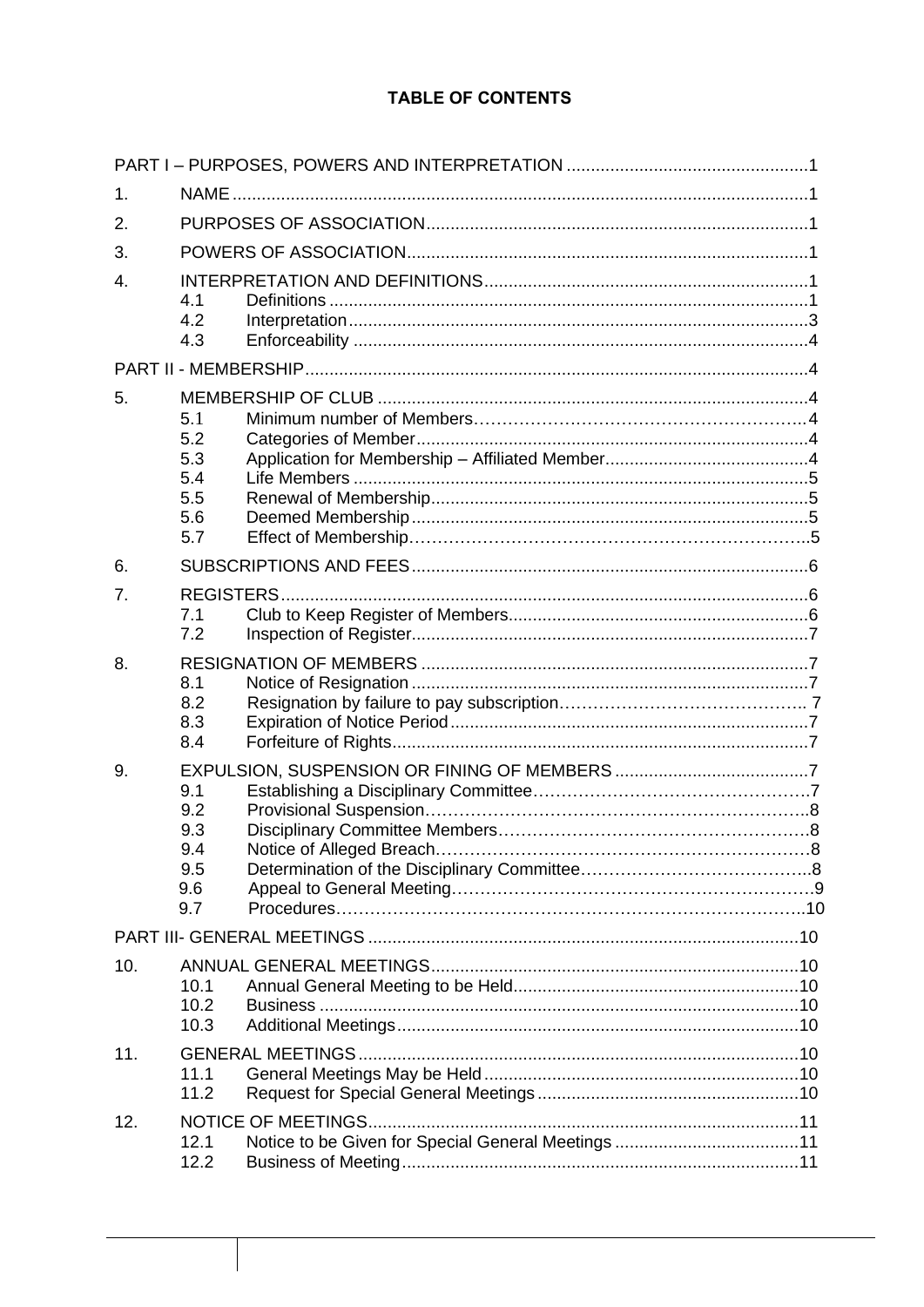# TABLE OF CONTENTS

PART I – PURPOSES, POWERS AND INTERPRETATION .....1

1. NAME .....1
2. PURPOSES OF ASSOCIATION .....1
3. POWERS OF ASSOCIATION .....1
4. INTERPRETATION AND DEFINITIONS .....1
   - 4.1 Definitions .....1
   - 4.2 Interpretation .....3
   - 4.3 Enforceability .....4

PART II - MEMBERSHIP .....4

5. MEMBERSHIP OF CLUB .....4
   - 5.1 Minimum number of Members .....4
   - 5.2 Categories of Member .....4
   - 5.3 Application for Membership – Affiliated Member .....4
   - 5.4 Life Members .....5
   - 5.5 Renewal of Membership .....5
   - 5.6 Deemed Membership .....5
   - 5.7 Effect of Membership .....5
6. SUBSCRIPTIONS AND FEES .....6
7. REGISTERS .....6
   - 7.1 Club to Keep Register of Members .....6
   - 7.2 Inspection of Register .....7
8. RESIGNATION OF MEMBERS .....7
   - 8.1 Notice of Resignation .....7
   - 8.2 Resignation by failure to pay subscription .....7
   - 8.3 Expiration of Notice Period .....7
   - 8.4 Forfeiture of Rights .....7
9. EXPULSION, SUSPENSION OR FINING OF MEMBERS .....7
   - 9.1 Establishing a Disciplinary Committee .....7
   - 9.2 Provisional Suspension .....8
   - 9.3 Disciplinary Committee Members .....8
   - 9.4 Notice of Alleged Breach .....8
   - 9.5 Determination of the Disciplinary Committee .....8
   - 9.6 Appeal to General Meeting .....9
   - 9.7 Procedures .....10

PART III- GENERAL MEETINGS .....10

10. ANNUAL GENERAL MEETINGS .....10
    - 10.1 Annual General Meeting to be Held .....10
    - 10.2 Business .....10
    - 10.3 Additional Meetings .....10
11. GENERAL MEETINGS .....10
    - 11.1 General Meetings May be Held .....10
    - 11.2 Request for Special General Meetings .....10
12. NOTICE OF MEETINGS .....11
    - 12.1 Notice to be Given for Special General Meetings .....11
    - 12.2 Business of Meeting .....11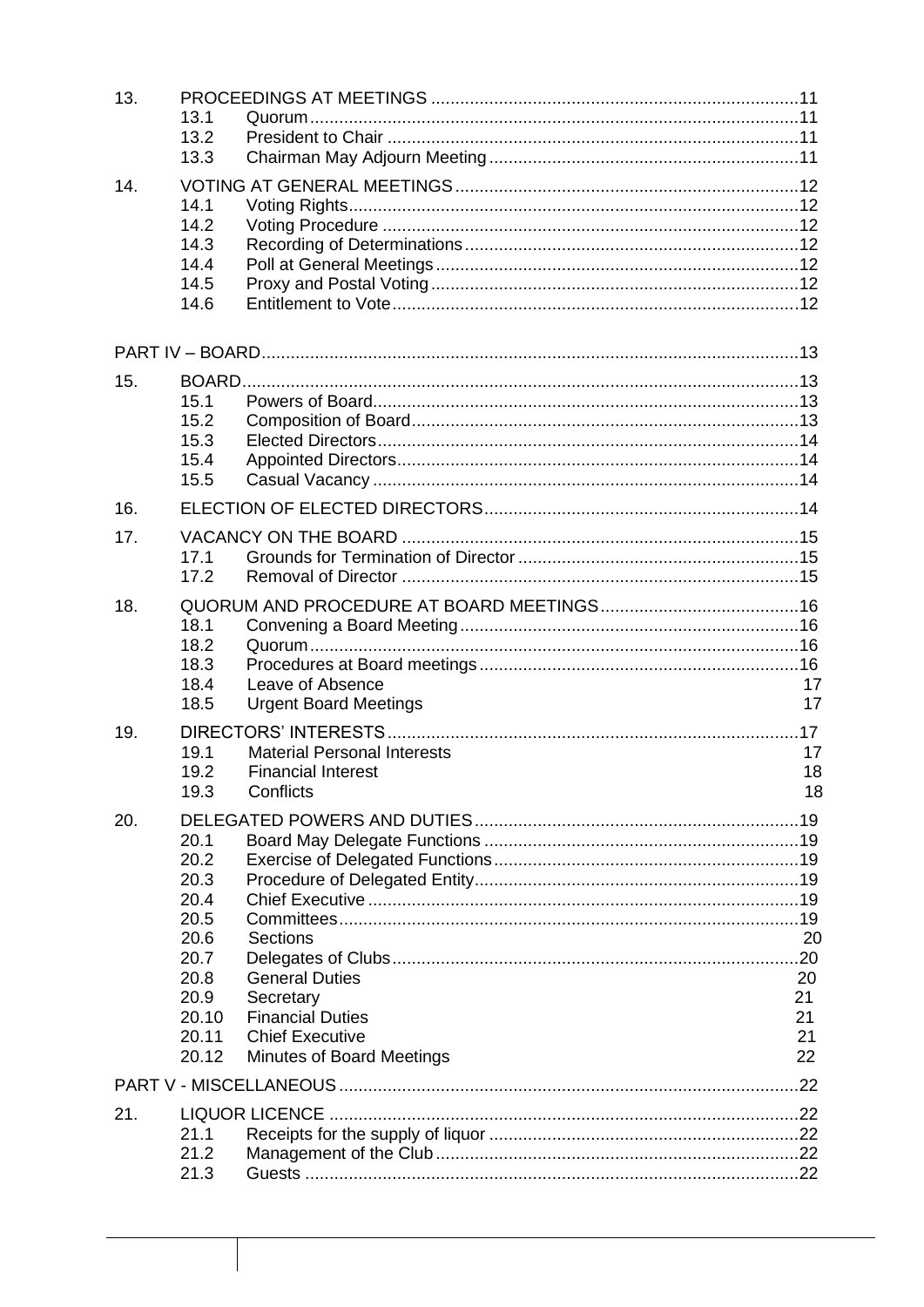| | | | |
|---|---|---|---|
| 13. | PROCEEDINGS AT MEETINGS | | 11 |
| | 13.1 | Quorum | 11 |
| | 13.2 | President to Chair | 11 |
| | 13.3 | Chairman May Adjourn Meeting | 11 |
| 14. | VOTING AT GENERAL MEETINGS | | 12 |
| | 14.1 | Voting Rights | 12 |
| | 14.2 | Voting Procedure | 12 |
| | 14.3 | Recording of Determinations | 12 |
| | 14.4 | Poll at General Meetings | 12 |
| | 14.5 | Proxy and Postal Voting | 12 |
| | 14.6 | Entitlement to Vote | 12 |
| PART IV – BOARD | | | 13 |
| 15. | BOARD | | 13 |
| | 15.1 | Powers of Board | 13 |
| | 15.2 | Composition of Board | 13 |
| | 15.3 | Elected Directors | 14 |
| | 15.4 | Appointed Directors | 14 |
| | 15.5 | Casual Vacancy | 14 |
| 16. | ELECTION OF ELECTED DIRECTORS | | 14 |
| 17. | VACANCY ON THE BOARD | | 15 |
| | 17.1 | Grounds for Termination of Director | 15 |
| | 17.2 | Removal of Director | 15 |
| 18. | QUORUM AND PROCEDURE AT BOARD MEETINGS | | 16 |
| | 18.1 | Convening a Board Meeting | 16 |
| | 18.2 | Quorum | 16 |
| | 18.3 | Procedures at Board meetings | 16 |
| | 18.4 | Leave of Absence | 17 |
| | 18.5 | Urgent Board Meetings | 17 |
| 19. | DIRECTORS' INTERESTS | | 17 |
| | 19.1 | Material Personal Interests | 17 |
| | 19.2 | Financial Interest | 18 |
| | 19.3 | Conflicts | 18 |
| 20. | DELEGATED POWERS AND DUTIES | | 19 |
| | 20.1 | Board May Delegate Functions | 19 |
| | 20.2 | Exercise of Delegated Functions | 19 |
| | 20.3 | Procedure of Delegated Entity | 19 |
| | 20.4 | Chief Executive | 19 |
| | 20.5 | Committees | 19 |
| | 20.6 | Sections | 20 |
| | 20.7 | Delegates of Clubs | 20 |
| | 20.8 | General Duties | 20 |
| | 20.9 | Secretary | 21 |
| | 20.10 | Financial Duties | 21 |
| | 20.11 | Chief Executive | 21 |
| | 20.12 | Minutes of Board Meetings | 22 |
| PART V - MISCELLANEOUS | | | 22 |
| 21. | LIQUOR LICENCE | | 22 |
| | 21.1 | Receipts for the supply of liquor | 22 |
| | 21.2 | Management of the Club | 22 |
| | 21.3 | Guests | 22 |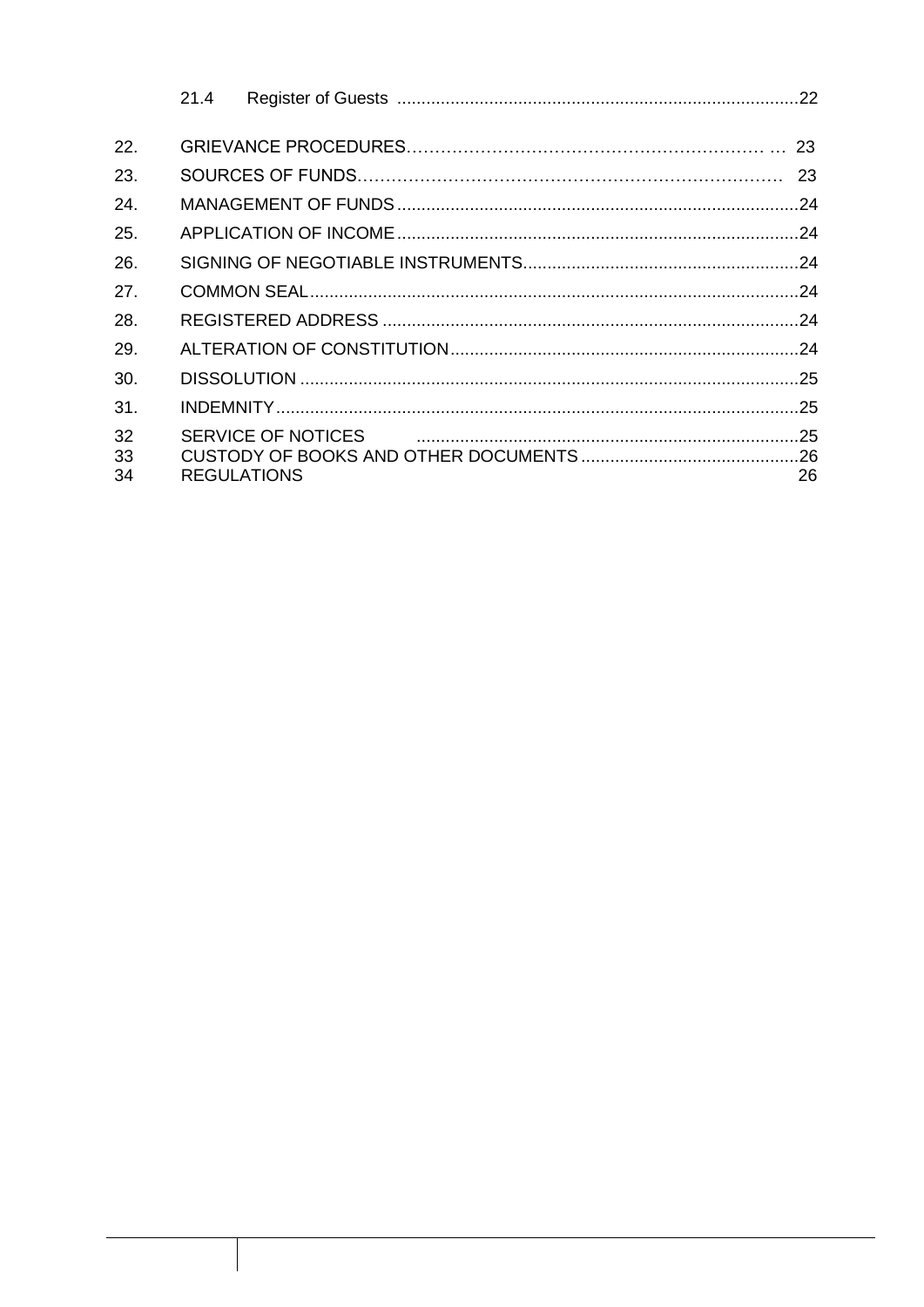| | | |
|---|---|---|
| | 21.4 Register of Guests | 22 |
| 22. | GRIEVANCE PROCEDURES | 23 |
| 23. | SOURCES OF FUNDS | 23 |
| 24. | MANAGEMENT OF FUNDS | 24 |
| 25. | APPLICATION OF INCOME | 24 |
| 26. | SIGNING OF NEGOTIABLE INSTRUMENTS | 24 |
| 27. | COMMON SEAL | 24 |
| 28. | REGISTERED ADDRESS | 24 |
| 29. | ALTERATION OF CONSTITUTION | 24 |
| 30. | DISSOLUTION | 25 |
| 31. | INDEMNITY | 25 |
| 32 | SERVICE OF NOTICES | 25 |
| 33 | CUSTODY OF BOOKS AND OTHER DOCUMENTS | 26 |
| 34 | REGULATIONS | 26 |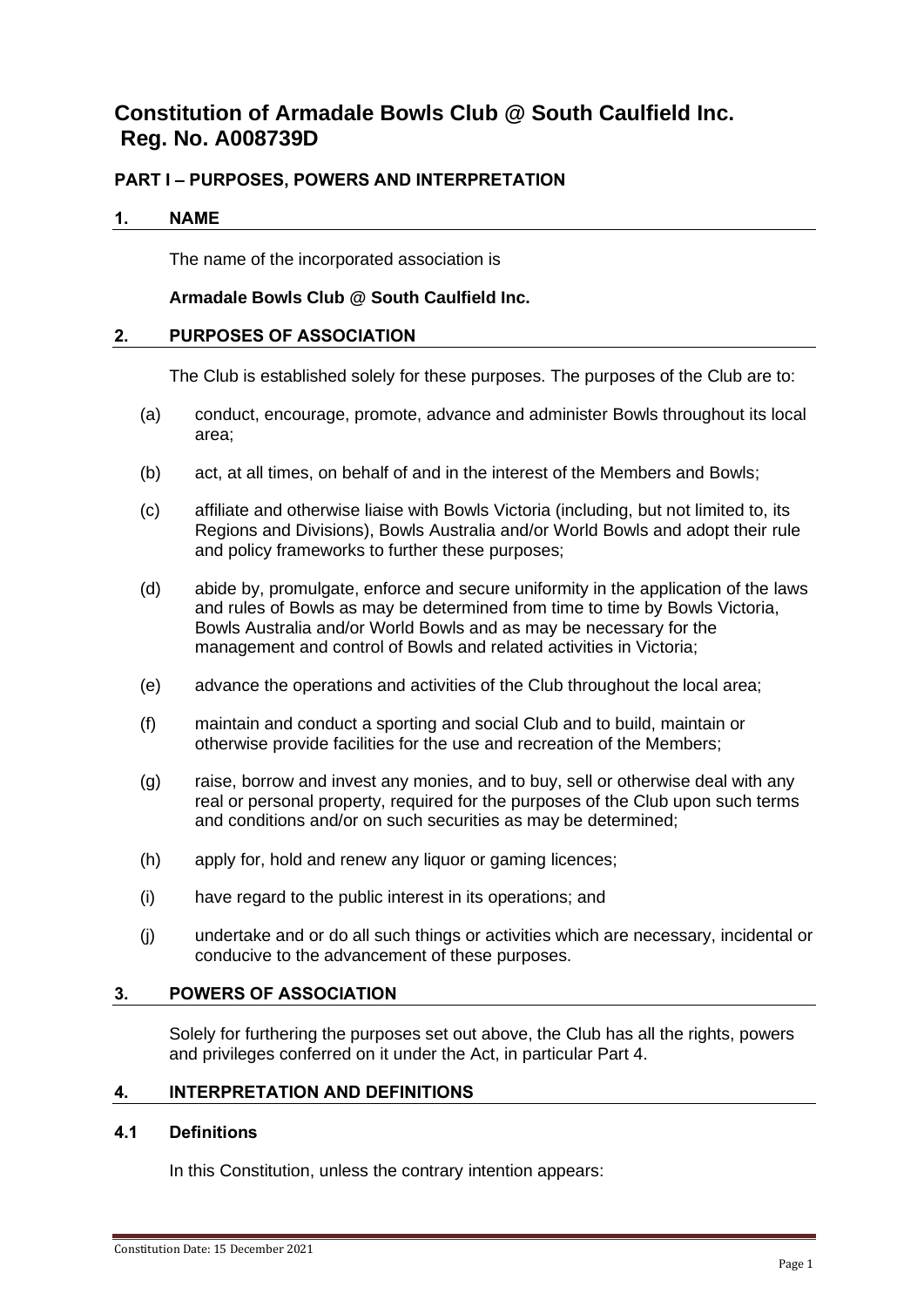# Constitution of Armadale Bowls Club @ South Caulfield Inc. Reg. No. A008739D

## PART I – PURPOSES, POWERS AND INTERPRETATION

### 1. NAME

The name of the incorporated association is

**Armadale Bowls Club @ South Caulfield Inc.**

### 2. PURPOSES OF ASSOCIATION

The Club is established solely for these purposes. The purposes of the Club are to:

(a) conduct, encourage, promote, advance and administer Bowls throughout its local area;

(b) act, at all times, on behalf of and in the interest of the Members and Bowls;

(c) affiliate and otherwise liaise with Bowls Victoria (including, but not limited to, its Regions and Divisions), Bowls Australia and/or World Bowls and adopt their rule and policy frameworks to further these purposes;

(d) abide by, promulgate, enforce and secure uniformity in the application of the laws and rules of Bowls as may be determined from time to time by Bowls Victoria, Bowls Australia and/or World Bowls and as may be necessary for the management and control of Bowls and related activities in Victoria;

(e) advance the operations and activities of the Club throughout the local area;

(f) maintain and conduct a sporting and social Club and to build, maintain or otherwise provide facilities for the use and recreation of the Members;

(g) raise, borrow and invest any monies, and to buy, sell or otherwise deal with any real or personal property, required for the purposes of the Club upon such terms and conditions and/or on such securities as may be determined;

(h) apply for, hold and renew any liquor or gaming licences;

(i) have regard to the public interest in its operations; and

(j) undertake and or do all such things or activities which are necessary, incidental or conducive to the advancement of these purposes.

### 3. POWERS OF ASSOCIATION

Solely for furthering the purposes set out above, the Club has all the rights, powers and privileges conferred on it under the Act, in particular Part 4.

### 4. INTERPRETATION AND DEFINITIONS

#### 4.1 Definitions

In this Constitution, unless the contrary intention appears: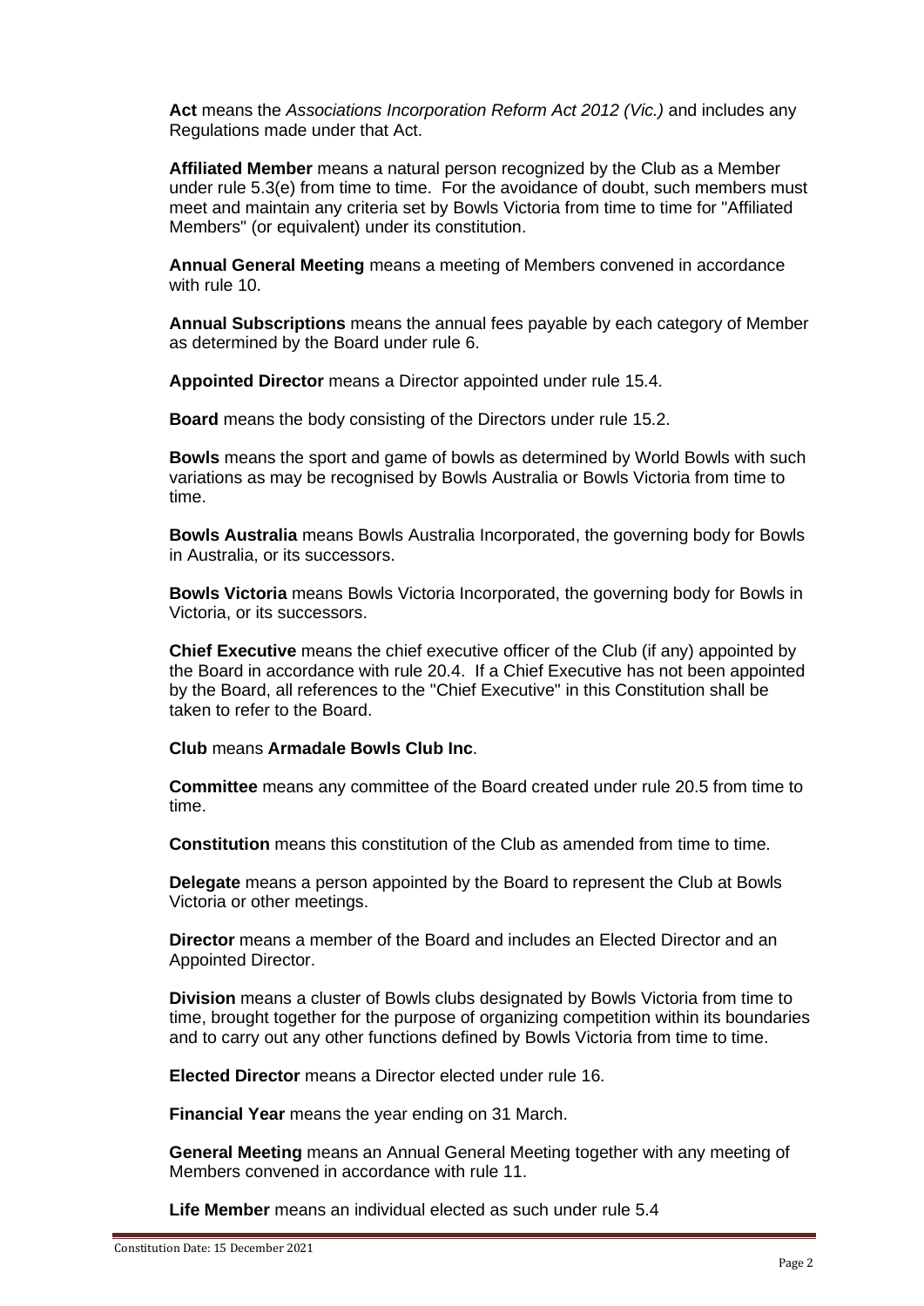**Act** means the *Associations Incorporation Reform Act 2012 (Vic.)* and includes any Regulations made under that Act.

**Affiliated Member** means a natural person recognized by the Club as a Member under rule 5.3(e) from time to time. For the avoidance of doubt, such members must meet and maintain any criteria set by Bowls Victoria from time to time for "Affiliated Members" (or equivalent) under its constitution.

**Annual General Meeting** means a meeting of Members convened in accordance with rule 10.

**Annual Subscriptions** means the annual fees payable by each category of Member as determined by the Board under rule 6.

**Appointed Director** means a Director appointed under rule 15.4.

**Board** means the body consisting of the Directors under rule 15.2.

**Bowls** means the sport and game of bowls as determined by World Bowls with such variations as may be recognised by Bowls Australia or Bowls Victoria from time to time.

**Bowls Australia** means Bowls Australia Incorporated, the governing body for Bowls in Australia, or its successors.

**Bowls Victoria** means Bowls Victoria Incorporated, the governing body for Bowls in Victoria, or its successors.

**Chief Executive** means the chief executive officer of the Club (if any) appointed by the Board in accordance with rule 20.4. If a Chief Executive has not been appointed by the Board, all references to the "Chief Executive" in this Constitution shall be taken to refer to the Board.

**Club** means **Armadale Bowls Club Inc**.

**Committee** means any committee of the Board created under rule 20.5 from time to time.

**Constitution** means this constitution of the Club as amended from time to time.

**Delegate** means a person appointed by the Board to represent the Club at Bowls Victoria or other meetings.

**Director** means a member of the Board and includes an Elected Director and an Appointed Director.

**Division** means a cluster of Bowls clubs designated by Bowls Victoria from time to time, brought together for the purpose of organizing competition within its boundaries and to carry out any other functions defined by Bowls Victoria from time to time.

**Elected Director** means a Director elected under rule 16.

**Financial Year** means the year ending on 31 March.

**General Meeting** means an Annual General Meeting together with any meeting of Members convened in accordance with rule 11.

**Life Member** means an individual elected as such under rule 5.4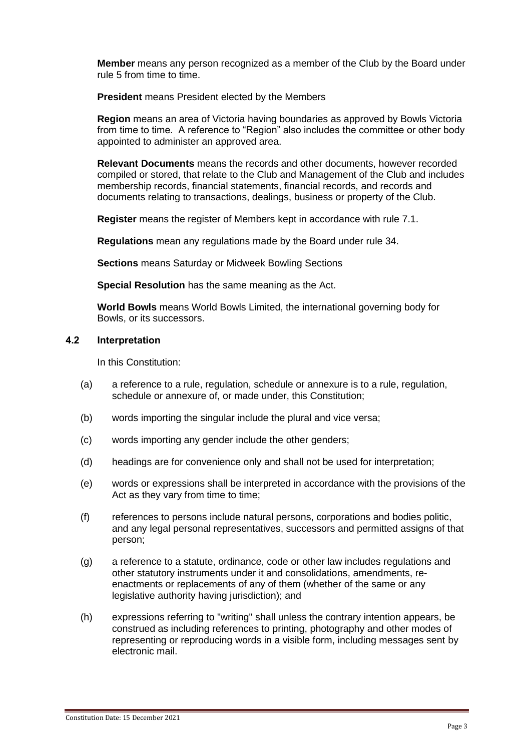**Member** means any person recognized as a member of the Club by the Board under rule 5 from time to time.

**President** means President elected by the Members

**Region** means an area of Victoria having boundaries as approved by Bowls Victoria from time to time. A reference to "Region" also includes the committee or other body appointed to administer an approved area.

**Relevant Documents** means the records and other documents, however recorded compiled or stored, that relate to the Club and Management of the Club and includes membership records, financial statements, financial records, and records and documents relating to transactions, dealings, business or property of the Club.

**Register** means the register of Members kept in accordance with rule 7.1.

**Regulations** mean any regulations made by the Board under rule 34.

**Sections** means Saturday or Midweek Bowling Sections

**Special Resolution** has the same meaning as the Act.

**World Bowls** means World Bowls Limited, the international governing body for Bowls, or its successors.

### 4.2 Interpretation

In this Constitution:

(a) a reference to a rule, regulation, schedule or annexure is to a rule, regulation, schedule or annexure of, or made under, this Constitution;

(b) words importing the singular include the plural and vice versa;

(c) words importing any gender include the other genders;

(d) headings are for convenience only and shall not be used for interpretation;

(e) words or expressions shall be interpreted in accordance with the provisions of the Act as they vary from time to time;

(f) references to persons include natural persons, corporations and bodies politic, and any legal personal representatives, successors and permitted assigns of that person;

(g) a reference to a statute, ordinance, code or other law includes regulations and other statutory instruments under it and consolidations, amendments, re-enactments or replacements of any of them (whether of the same or any legislative authority having jurisdiction); and

(h) expressions referring to "writing" shall unless the contrary intention appears, be construed as including references to printing, photography and other modes of representing or reproducing words in a visible form, including messages sent by electronic mail.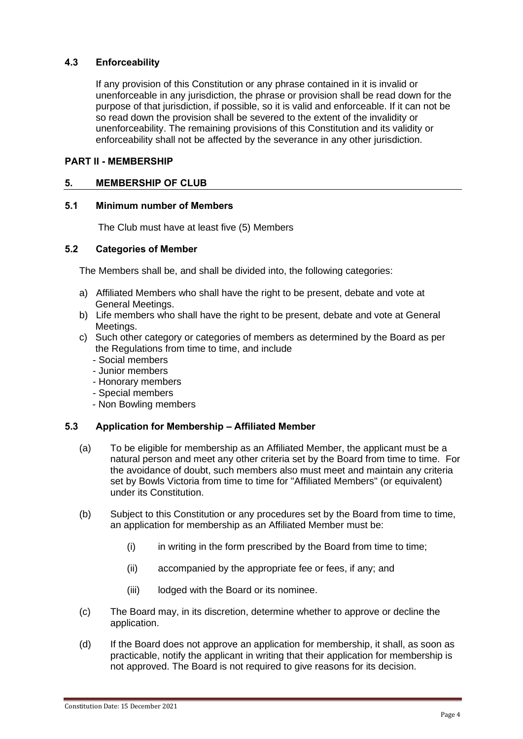### 4.3 Enforceability

If any provision of this Constitution or any phrase contained in it is invalid or unenforceable in any jurisdiction, the phrase or provision shall be read down for the purpose of that jurisdiction, if possible, so it is valid and enforceable. If it can not be so read down the provision shall be severed to the extent of the invalidity or unenforceability. The remaining provisions of this Constitution and its validity or enforceability shall not be affected by the severance in any other jurisdiction.

## PART II - MEMBERSHIP

## 5. MEMBERSHIP OF CLUB

### 5.1 Minimum number of Members

The Club must have at least five (5) Members

### 5.2 Categories of Member

The Members shall be, and shall be divided into, the following categories:

a) Affiliated Members who shall have the right to be present, debate and vote at General Meetings.
b) Life members who shall have the right to be present, debate and vote at General Meetings.
c) Such other category or categories of members as determined by the Board as per the Regulations from time to time, and include
   - Social members
   - Junior members
   - Honorary members
   - Special members
   - Non Bowling members

### 5.3 Application for Membership – Affiliated Member

(a) To be eligible for membership as an Affiliated Member, the applicant must be a natural person and meet any other criteria set by the Board from time to time. For the avoidance of doubt, such members also must meet and maintain any criteria set by Bowls Victoria from time to time for "Affiliated Members" (or equivalent) under its Constitution.

(b) Subject to this Constitution or any procedures set by the Board from time to time, an application for membership as an Affiliated Member must be:

   (i) in writing in the form prescribed by the Board from time to time;

   (ii) accompanied by the appropriate fee or fees, if any; and

   (iii) lodged with the Board or its nominee.

(c) The Board may, in its discretion, determine whether to approve or decline the application.

(d) If the Board does not approve an application for membership, it shall, as soon as practicable, notify the applicant in writing that their application for membership is not approved. The Board is not required to give reasons for its decision.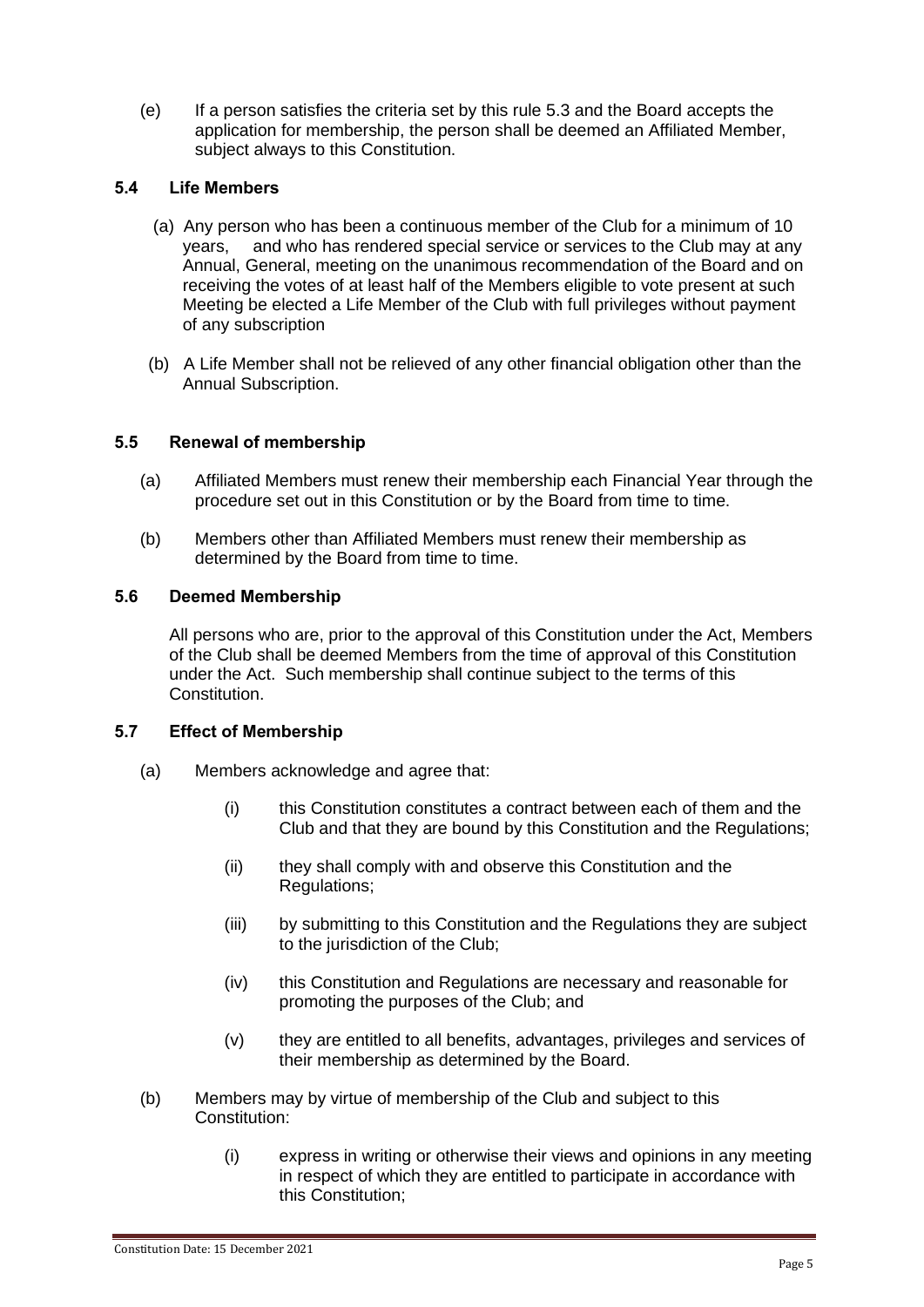(e) If a person satisfies the criteria set by this rule 5.3 and the Board accepts the application for membership, the person shall be deemed an Affiliated Member, subject always to this Constitution.

### 5.4 Life Members

(a) Any person who has been a continuous member of the Club for a minimum of 10 years, and who has rendered special service or services to the Club may at any Annual, General, meeting on the unanimous recommendation of the Board and on receiving the votes of at least half of the Members eligible to vote present at such Meeting be elected a Life Member of the Club with full privileges without payment of any subscription

(b) A Life Member shall not be relieved of any other financial obligation other than the Annual Subscription.

### 5.5 Renewal of membership

(a) Affiliated Members must renew their membership each Financial Year through the procedure set out in this Constitution or by the Board from time to time.

(b) Members other than Affiliated Members must renew their membership as determined by the Board from time to time.

### 5.6 Deemed Membership

All persons who are, prior to the approval of this Constitution under the Act, Members of the Club shall be deemed Members from the time of approval of this Constitution under the Act. Such membership shall continue subject to the terms of this Constitution.

### 5.7 Effect of Membership

(a) Members acknowledge and agree that:

(i) this Constitution constitutes a contract between each of them and the Club and that they are bound by this Constitution and the Regulations;

(ii) they shall comply with and observe this Constitution and the Regulations;

(iii) by submitting to this Constitution and the Regulations they are subject to the jurisdiction of the Club;

(iv) this Constitution and Regulations are necessary and reasonable for promoting the purposes of the Club; and

(v) they are entitled to all benefits, advantages, privileges and services of their membership as determined by the Board.

(b) Members may by virtue of membership of the Club and subject to this Constitution:

(i) express in writing or otherwise their views and opinions in any meeting in respect of which they are entitled to participate in accordance with this Constitution;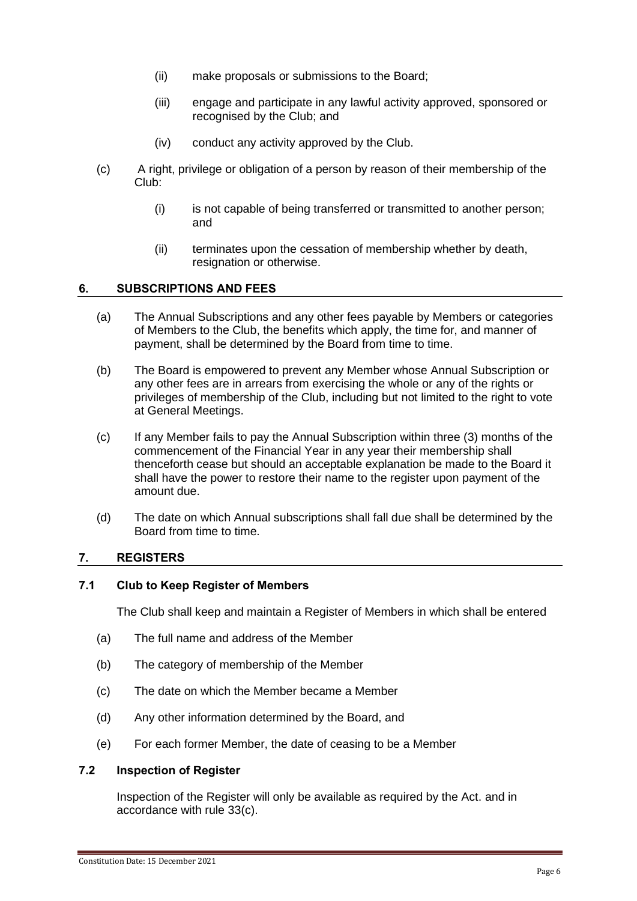(ii) make proposals or submissions to the Board;

(iii) engage and participate in any lawful activity approved, sponsored or recognised by the Club; and

(iv) conduct any activity approved by the Club.

(c) A right, privilege or obligation of a person by reason of their membership of the Club:

(i) is not capable of being transferred or transmitted to another person; and

(ii) terminates upon the cessation of membership whether by death, resignation or otherwise.

## 6. SUBSCRIPTIONS AND FEES

(a) The Annual Subscriptions and any other fees payable by Members or categories of Members to the Club, the benefits which apply, the time for, and manner of payment, shall be determined by the Board from time to time.

(b) The Board is empowered to prevent any Member whose Annual Subscription or any other fees are in arrears from exercising the whole or any of the rights or privileges of membership of the Club, including but not limited to the right to vote at General Meetings.

(c) If any Member fails to pay the Annual Subscription within three (3) months of the commencement of the Financial Year in any year their membership shall thenceforth cease but should an acceptable explanation be made to the Board it shall have the power to restore their name to the register upon payment of the amount due.

(d) The date on which Annual subscriptions shall fall due shall be determined by the Board from time to time.

## 7. REGISTERS

### 7.1 Club to Keep Register of Members

The Club shall keep and maintain a Register of Members in which shall be entered

(a) The full name and address of the Member

(b) The category of membership of the Member

(c) The date on which the Member became a Member

(d) Any other information determined by the Board, and

(e) For each former Member, the date of ceasing to be a Member

### 7.2 Inspection of Register

Inspection of the Register will only be available as required by the Act. and in accordance with rule 33(c).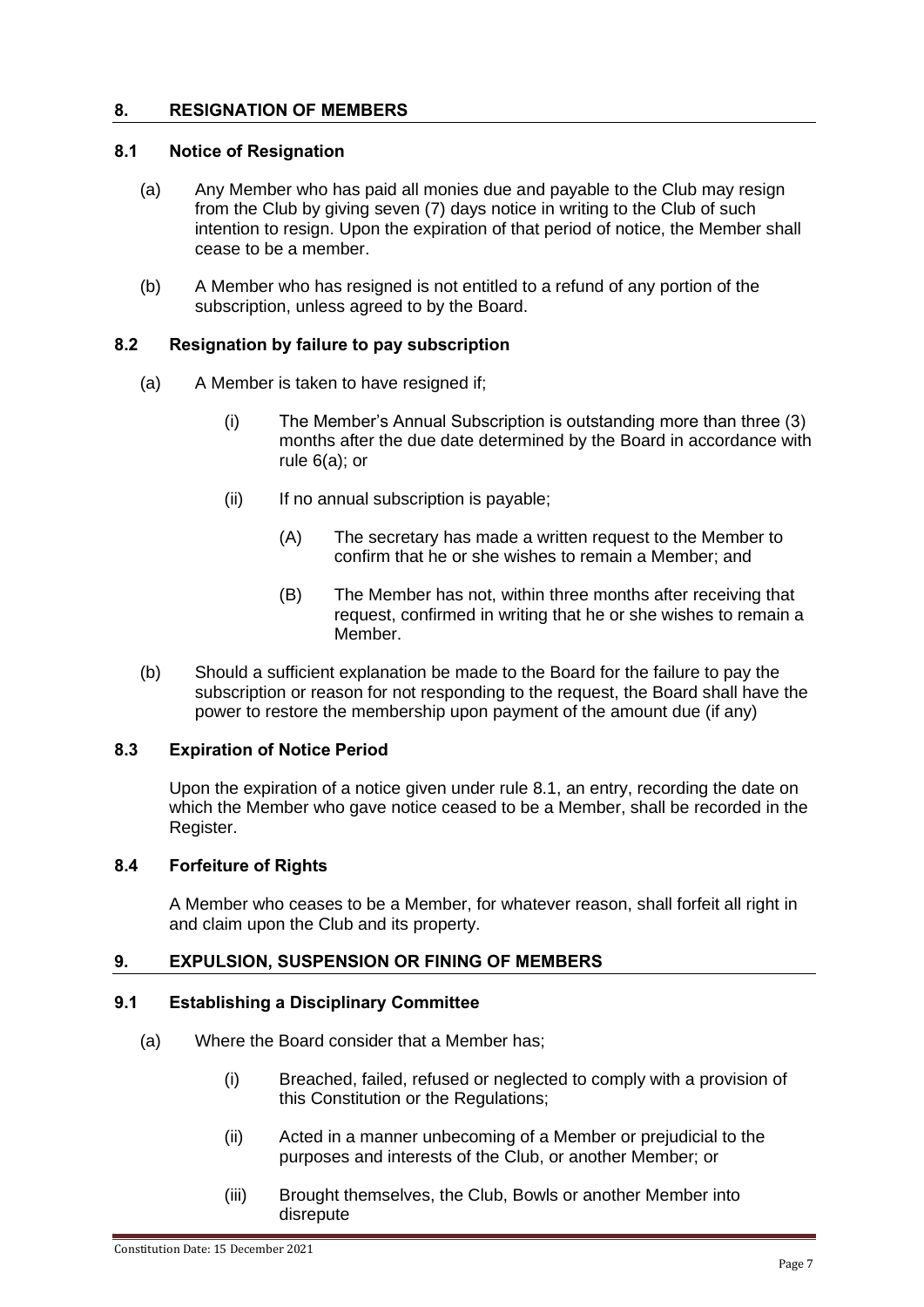## 8. RESIGNATION OF MEMBERS

### 8.1 Notice of Resignation

(a) Any Member who has paid all monies due and payable to the Club may resign from the Club by giving seven (7) days notice in writing to the Club of such intention to resign. Upon the expiration of that period of notice, the Member shall cease to be a member.

(b) A Member who has resigned is not entitled to a refund of any portion of the subscription, unless agreed to by the Board.

### 8.2 Resignation by failure to pay subscription

(a) A Member is taken to have resigned if;

(i) The Member's Annual Subscription is outstanding more than three (3) months after the due date determined by the Board in accordance with rule 6(a); or

(ii) If no annual subscription is payable;

(A) The secretary has made a written request to the Member to confirm that he or she wishes to remain a Member; and

(B) The Member has not, within three months after receiving that request, confirmed in writing that he or she wishes to remain a Member.

(b) Should a sufficient explanation be made to the Board for the failure to pay the subscription or reason for not responding to the request, the Board shall have the power to restore the membership upon payment of the amount due (if any)

### 8.3 Expiration of Notice Period

Upon the expiration of a notice given under rule 8.1, an entry, recording the date on which the Member who gave notice ceased to be a Member, shall be recorded in the Register.

### 8.4 Forfeiture of Rights

A Member who ceases to be a Member, for whatever reason, shall forfeit all right in and claim upon the Club and its property.

## 9. EXPULSION, SUSPENSION OR FINING OF MEMBERS

### 9.1 Establishing a Disciplinary Committee

(a) Where the Board consider that a Member has;

(i) Breached, failed, refused or neglected to comply with a provision of this Constitution or the Regulations;

(ii) Acted in a manner unbecoming of a Member or prejudicial to the purposes and interests of the Club, or another Member; or

(iii) Brought themselves, the Club, Bowls or another Member into disrepute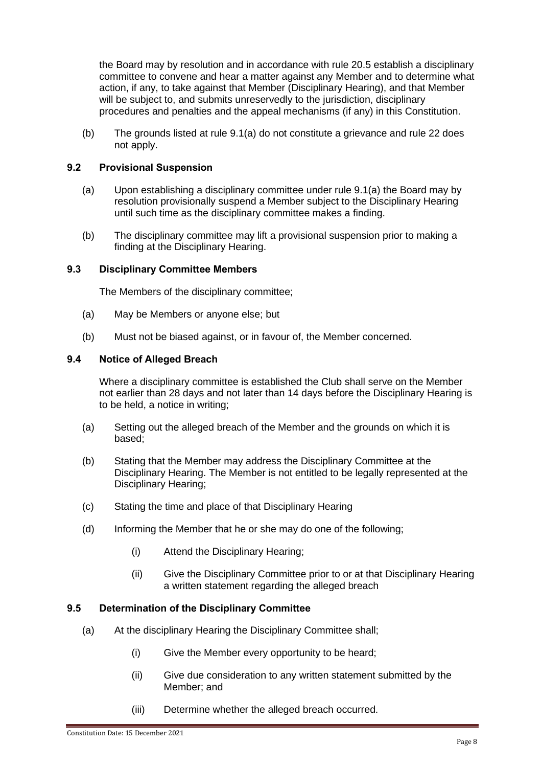the Board may by resolution and in accordance with rule 20.5 establish a disciplinary committee to convene and hear a matter against any Member and to determine what action, if any, to take against that Member (Disciplinary Hearing), and that Member will be subject to, and submits unreservedly to the jurisdiction, disciplinary procedures and penalties and the appeal mechanisms (if any) in this Constitution.

(b) The grounds listed at rule 9.1(a) do not constitute a grievance and rule 22 does not apply.

### 9.2 Provisional Suspension

(a) Upon establishing a disciplinary committee under rule 9.1(a) the Board may by resolution provisionally suspend a Member subject to the Disciplinary Hearing until such time as the disciplinary committee makes a finding.

(b) The disciplinary committee may lift a provisional suspension prior to making a finding at the Disciplinary Hearing.

### 9.3 Disciplinary Committee Members

The Members of the disciplinary committee;

(a) May be Members or anyone else; but

(b) Must not be biased against, or in favour of, the Member concerned.

### 9.4 Notice of Alleged Breach

Where a disciplinary committee is established the Club shall serve on the Member not earlier than 28 days and not later than 14 days before the Disciplinary Hearing is to be held, a notice in writing;

(a) Setting out the alleged breach of the Member and the grounds on which it is based;

(b) Stating that the Member may address the Disciplinary Committee at the Disciplinary Hearing. The Member is not entitled to be legally represented at the Disciplinary Hearing;

(c) Stating the time and place of that Disciplinary Hearing

(d) Informing the Member that he or she may do one of the following;

(i) Attend the Disciplinary Hearing;

(ii) Give the Disciplinary Committee prior to or at that Disciplinary Hearing a written statement regarding the alleged breach

### 9.5 Determination of the Disciplinary Committee

(a) At the disciplinary Hearing the Disciplinary Committee shall;

(i) Give the Member every opportunity to be heard;

(ii) Give due consideration to any written statement submitted by the Member; and

(iii) Determine whether the alleged breach occurred.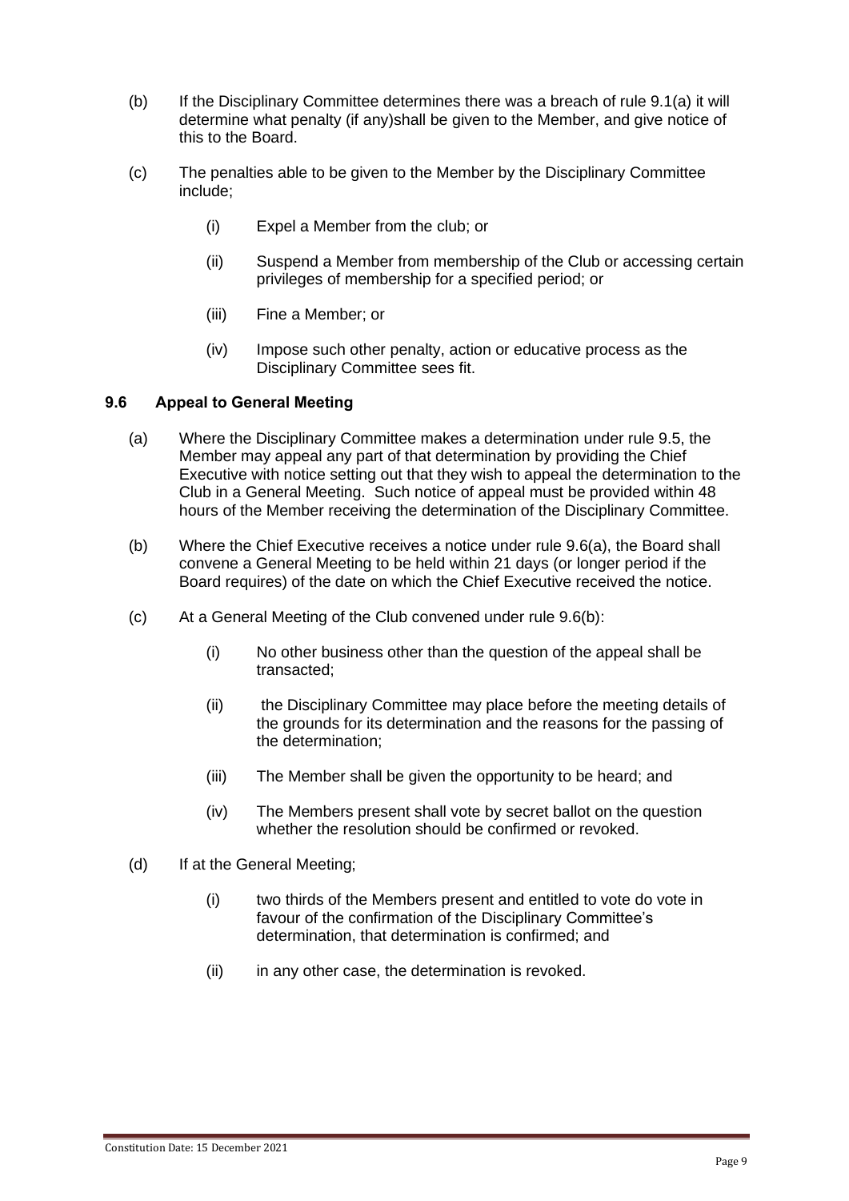(b) If the Disciplinary Committee determines there was a breach of rule 9.1(a) it will determine what penalty (if any)shall be given to the Member, and give notice of this to the Board.

(c) The penalties able to be given to the Member by the Disciplinary Committee include;

   (i) Expel a Member from the club; or

   (ii) Suspend a Member from membership of the Club or accessing certain privileges of membership for a specified period; or

   (iii) Fine a Member; or

   (iv) Impose such other penalty, action or educative process as the Disciplinary Committee sees fit.

### 9.6 Appeal to General Meeting

(a) Where the Disciplinary Committee makes a determination under rule 9.5, the Member may appeal any part of that determination by providing the Chief Executive with notice setting out that they wish to appeal the determination to the Club in a General Meeting. Such notice of appeal must be provided within 48 hours of the Member receiving the determination of the Disciplinary Committee.

(b) Where the Chief Executive receives a notice under rule 9.6(a), the Board shall convene a General Meeting to be held within 21 days (or longer period if the Board requires) of the date on which the Chief Executive received the notice.

(c) At a General Meeting of the Club convened under rule 9.6(b):

   (i) No other business other than the question of the appeal shall be transacted;

   (ii) the Disciplinary Committee may place before the meeting details of the grounds for its determination and the reasons for the passing of the determination;

   (iii) The Member shall be given the opportunity to be heard; and

   (iv) The Members present shall vote by secret ballot on the question whether the resolution should be confirmed or revoked.

(d) If at the General Meeting;

   (i) two thirds of the Members present and entitled to vote do vote in favour of the confirmation of the Disciplinary Committee's determination, that determination is confirmed; and

   (ii) in any other case, the determination is revoked.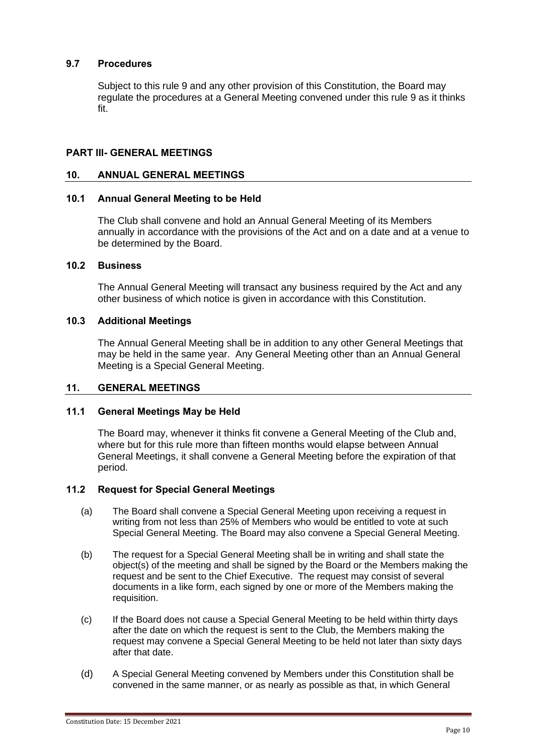### 9.7 Procedures

Subject to this rule 9 and any other provision of this Constitution, the Board may regulate the procedures at a General Meeting convened under this rule 9 as it thinks fit.

## PART III- GENERAL MEETINGS

### 10. ANNUAL GENERAL MEETINGS

#### 10.1 Annual General Meeting to be Held

The Club shall convene and hold an Annual General Meeting of its Members annually in accordance with the provisions of the Act and on a date and at a venue to be determined by the Board.

#### 10.2 Business

The Annual General Meeting will transact any business required by the Act and any other business of which notice is given in accordance with this Constitution.

#### 10.3 Additional Meetings

The Annual General Meeting shall be in addition to any other General Meetings that may be held in the same year. Any General Meeting other than an Annual General Meeting is a Special General Meeting.

### 11. GENERAL MEETINGS

#### 11.1 General Meetings May be Held

The Board may, whenever it thinks fit convene a General Meeting of the Club and, where but for this rule more than fifteen months would elapse between Annual General Meetings, it shall convene a General Meeting before the expiration of that period.

#### 11.2 Request for Special General Meetings

(a) The Board shall convene a Special General Meeting upon receiving a request in writing from not less than 25% of Members who would be entitled to vote at such Special General Meeting. The Board may also convene a Special General Meeting.

(b) The request for a Special General Meeting shall be in writing and shall state the object(s) of the meeting and shall be signed by the Board or the Members making the request and be sent to the Chief Executive. The request may consist of several documents in a like form, each signed by one or more of the Members making the requisition.

(c) If the Board does not cause a Special General Meeting to be held within thirty days after the date on which the request is sent to the Club, the Members making the request may convene a Special General Meeting to be held not later than sixty days after that date.

(d) A Special General Meeting convened by Members under this Constitution shall be convened in the same manner, or as nearly as possible as that, in which General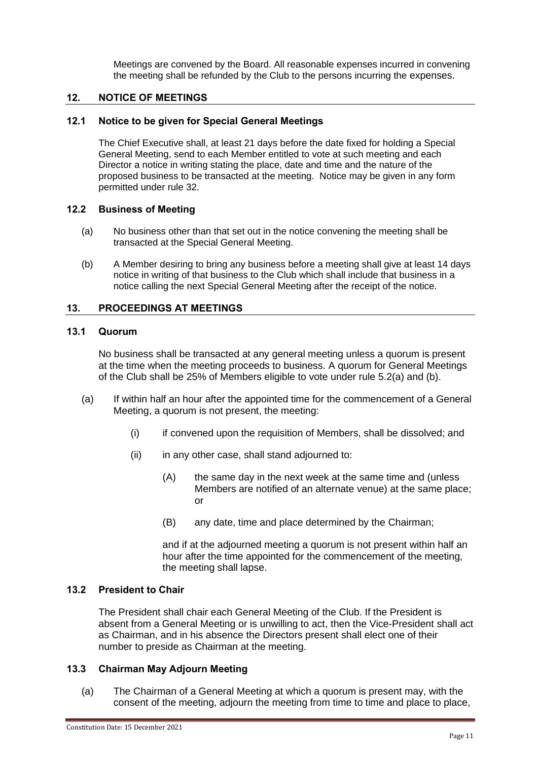Meetings are convened by the Board. All reasonable expenses incurred in convening the meeting shall be refunded by the Club to the persons incurring the expenses.

## 12. NOTICE OF MEETINGS

### 12.1 Notice to be given for Special General Meetings

The Chief Executive shall, at least 21 days before the date fixed for holding a Special General Meeting, send to each Member entitled to vote at such meeting and each Director a notice in writing stating the place, date and time and the nature of the proposed business to be transacted at the meeting. Notice may be given in any form permitted under rule 32.

### 12.2 Business of Meeting

(a) No business other than that set out in the notice convening the meeting shall be transacted at the Special General Meeting.

(b) A Member desiring to bring any business before a meeting shall give at least 14 days notice in writing of that business to the Club which shall include that business in a notice calling the next Special General Meeting after the receipt of the notice.

## 13. PROCEEDINGS AT MEETINGS

### 13.1 Quorum

No business shall be transacted at any general meeting unless a quorum is present at the time when the meeting proceeds to business. A quorum for General Meetings of the Club shall be 25% of Members eligible to vote under rule 5.2(a) and (b).

(a) If within half an hour after the appointed time for the commencement of a General Meeting, a quorum is not present, the meeting:

(i) if convened upon the requisition of Members, shall be dissolved; and

(ii) in any other case, shall stand adjourned to:

(A) the same day in the next week at the same time and (unless Members are notified of an alternate venue) at the same place; or

(B) any date, time and place determined by the Chairman;

and if at the adjourned meeting a quorum is not present within half an hour after the time appointed for the commencement of the meeting, the meeting shall lapse.

### 13.2 President to Chair

The President shall chair each General Meeting of the Club. If the President is absent from a General Meeting or is unwilling to act, then the Vice-President shall act as Chairman, and in his absence the Directors present shall elect one of their number to preside as Chairman at the meeting.

### 13.3 Chairman May Adjourn Meeting

(a) The Chairman of a General Meeting at which a quorum is present may, with the consent of the meeting, adjourn the meeting from time to time and place to place,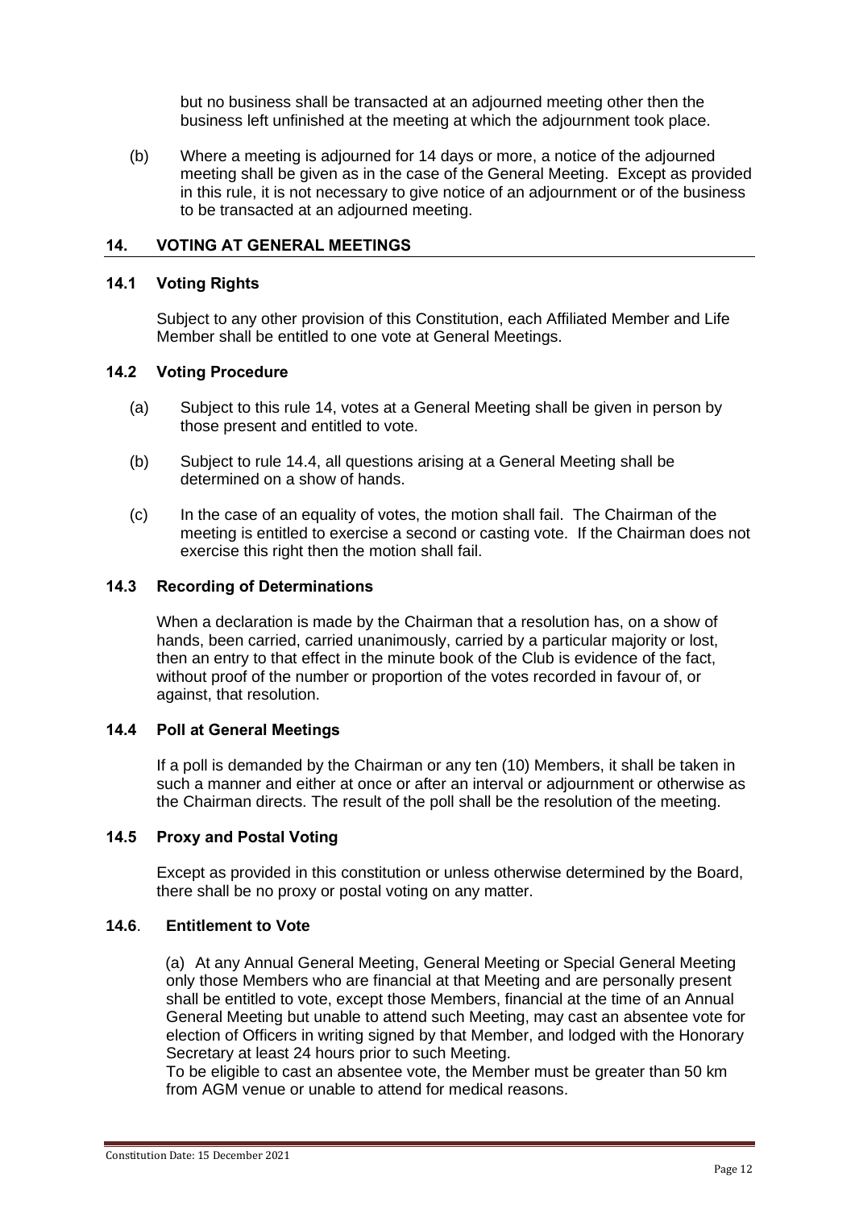but no business shall be transacted at an adjourned meeting other then the business left unfinished at the meeting at which the adjournment took place.

(b) Where a meeting is adjourned for 14 days or more, a notice of the adjourned meeting shall be given as in the case of the General Meeting. Except as provided in this rule, it is not necessary to give notice of an adjournment or of the business to be transacted at an adjourned meeting.

## 14. VOTING AT GENERAL MEETINGS

### 14.1 Voting Rights

Subject to any other provision of this Constitution, each Affiliated Member and Life Member shall be entitled to one vote at General Meetings.

### 14.2 Voting Procedure

(a) Subject to this rule 14, votes at a General Meeting shall be given in person by those present and entitled to vote.

(b) Subject to rule 14.4, all questions arising at a General Meeting shall be determined on a show of hands.

(c) In the case of an equality of votes, the motion shall fail. The Chairman of the meeting is entitled to exercise a second or casting vote. If the Chairman does not exercise this right then the motion shall fail.

### 14.3 Recording of Determinations

When a declaration is made by the Chairman that a resolution has, on a show of hands, been carried, carried unanimously, carried by a particular majority or lost, then an entry to that effect in the minute book of the Club is evidence of the fact, without proof of the number or proportion of the votes recorded in favour of, or against, that resolution.

### 14.4 Poll at General Meetings

If a poll is demanded by the Chairman or any ten (10) Members, it shall be taken in such a manner and either at once or after an interval or adjournment or otherwise as the Chairman directs. The result of the poll shall be the resolution of the meeting.

### 14.5 Proxy and Postal Voting

Except as provided in this constitution or unless otherwise determined by the Board, there shall be no proxy or postal voting on any matter.

### 14.6. Entitlement to Vote

(a) At any Annual General Meeting, General Meeting or Special General Meeting only those Members who are financial at that Meeting and are personally present shall be entitled to vote, except those Members, financial at the time of an Annual General Meeting but unable to attend such Meeting, may cast an absentee vote for election of Officers in writing signed by that Member, and lodged with the Honorary Secretary at least 24 hours prior to such Meeting.
To be eligible to cast an absentee vote, the Member must be greater than 50 km from AGM venue or unable to attend for medical reasons.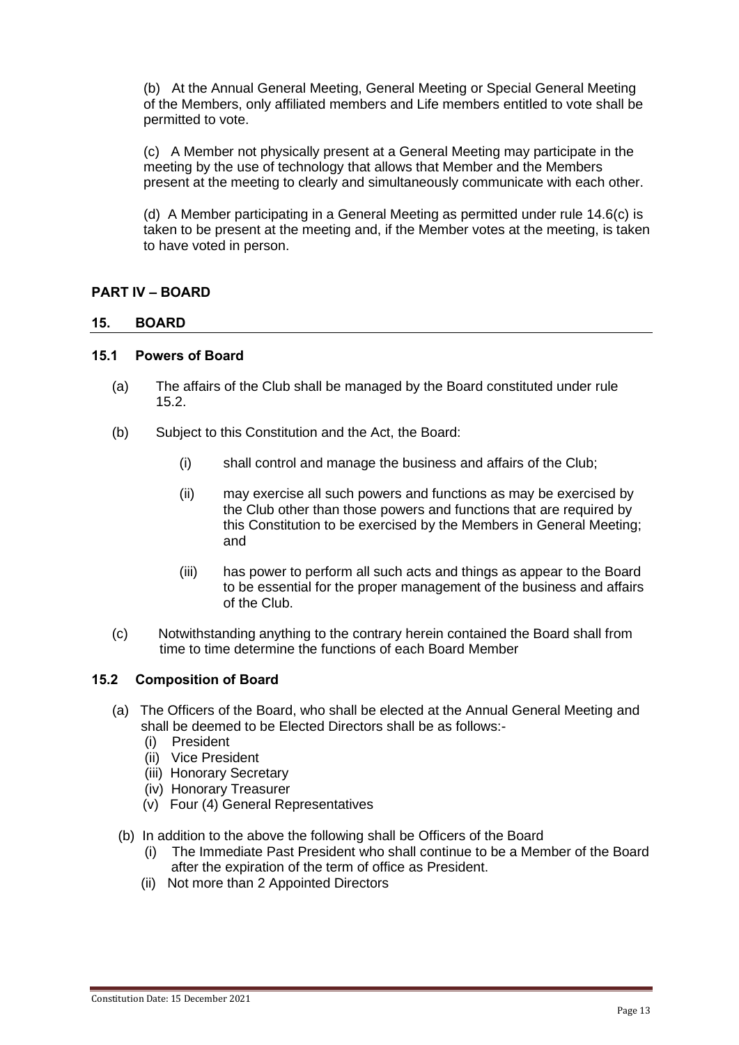(b) At the Annual General Meeting, General Meeting or Special General Meeting of the Members, only affiliated members and Life members entitled to vote shall be permitted to vote.

(c) A Member not physically present at a General Meeting may participate in the meeting by the use of technology that allows that Member and the Members present at the meeting to clearly and simultaneously communicate with each other.

(d) A Member participating in a General Meeting as permitted under rule 14.6(c) is taken to be present at the meeting and, if the Member votes at the meeting, is taken to have voted in person.

## PART IV – BOARD

## 15. BOARD

### 15.1 Powers of Board

(a) The affairs of the Club shall be managed by the Board constituted under rule 15.2.

(b) Subject to this Constitution and the Act, the Board:

- (i) shall control and manage the business and affairs of the Club;
- (ii) may exercise all such powers and functions as may be exercised by the Club other than those powers and functions that are required by this Constitution to be exercised by the Members in General Meeting; and
- (iii) has power to perform all such acts and things as appear to the Board to be essential for the proper management of the business and affairs of the Club.

(c) Notwithstanding anything to the contrary herein contained the Board shall from time to time determine the functions of each Board Member

### 15.2 Composition of Board

(a) The Officers of the Board, who shall be elected at the Annual General Meeting and shall be deemed to be Elected Directors shall be as follows:-

- (i) President
- (ii) Vice President
- (iii) Honorary Secretary
- (iv) Honorary Treasurer
- (v) Four (4) General Representatives

(b) In addition to the above the following shall be Officers of the Board

- (i) The Immediate Past President who shall continue to be a Member of the Board after the expiration of the term of office as President.
- (ii) Not more than 2 Appointed Directors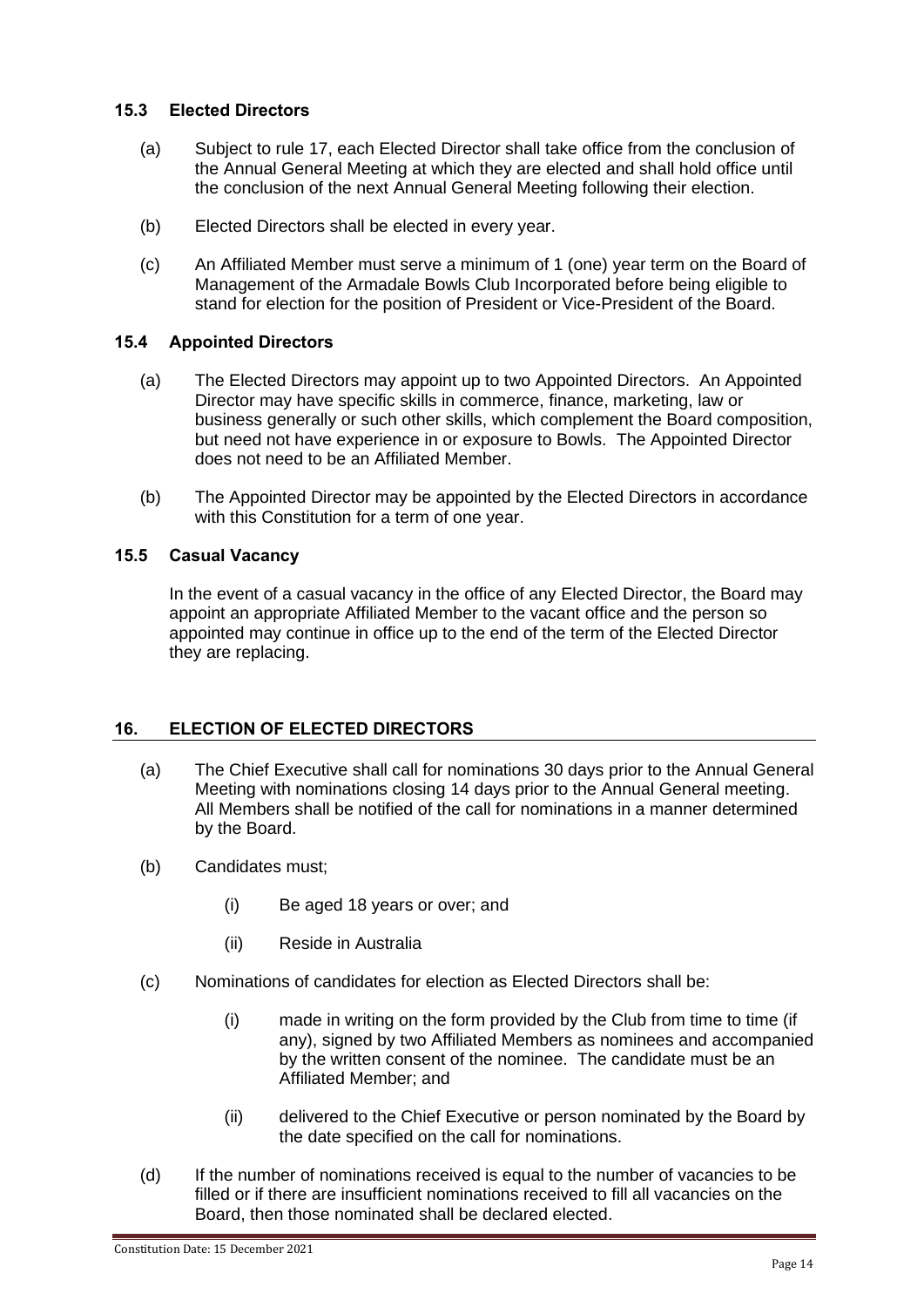### 15.3 Elected Directors

(a) Subject to rule 17, each Elected Director shall take office from the conclusion of the Annual General Meeting at which they are elected and shall hold office until the conclusion of the next Annual General Meeting following their election.

(b) Elected Directors shall be elected in every year.

(c) An Affiliated Member must serve a minimum of 1 (one) year term on the Board of Management of the Armadale Bowls Club Incorporated before being eligible to stand for election for the position of President or Vice-President of the Board.

### 15.4 Appointed Directors

(a) The Elected Directors may appoint up to two Appointed Directors. An Appointed Director may have specific skills in commerce, finance, marketing, law or business generally or such other skills, which complement the Board composition, but need not have experience in or exposure to Bowls. The Appointed Director does not need to be an Affiliated Member.

(b) The Appointed Director may be appointed by the Elected Directors in accordance with this Constitution for a term of one year.

### 15.5 Casual Vacancy

In the event of a casual vacancy in the office of any Elected Director, the Board may appoint an appropriate Affiliated Member to the vacant office and the person so appointed may continue in office up to the end of the term of the Elected Director they are replacing.

## 16. ELECTION OF ELECTED DIRECTORS

(a) The Chief Executive shall call for nominations 30 days prior to the Annual General Meeting with nominations closing 14 days prior to the Annual General meeting. All Members shall be notified of the call for nominations in a manner determined by the Board.

(b) Candidates must;

  (i) Be aged 18 years or over; and

  (ii) Reside in Australia

(c) Nominations of candidates for election as Elected Directors shall be:

  (i) made in writing on the form provided by the Club from time to time (if any), signed by two Affiliated Members as nominees and accompanied by the written consent of the nominee. The candidate must be an Affiliated Member; and

  (ii) delivered to the Chief Executive or person nominated by the Board by the date specified on the call for nominations.

(d) If the number of nominations received is equal to the number of vacancies to be filled or if there are insufficient nominations received to fill all vacancies on the Board, then those nominated shall be declared elected.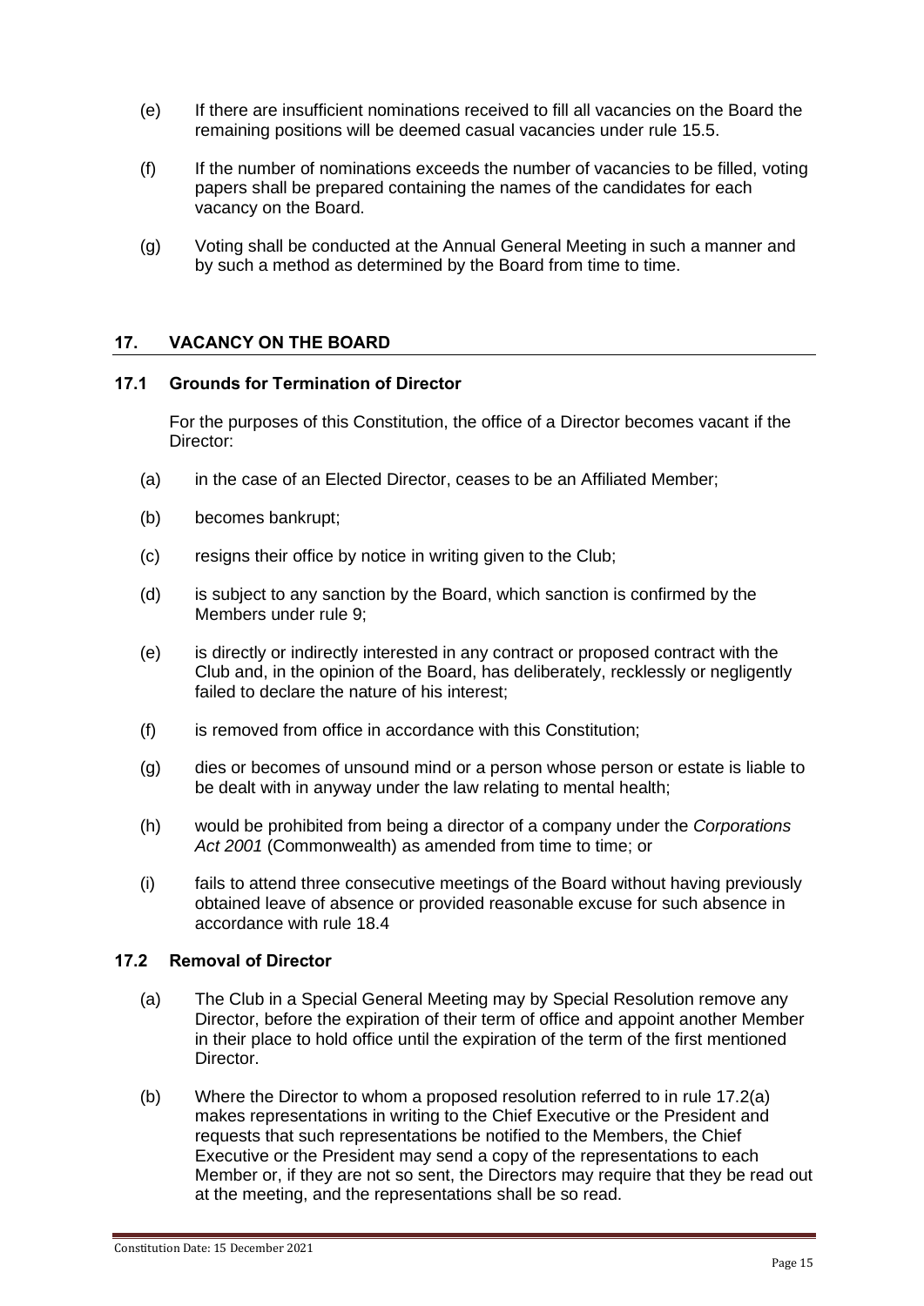(e) If there are insufficient nominations received to fill all vacancies on the Board the remaining positions will be deemed casual vacancies under rule 15.5.

(f) If the number of nominations exceeds the number of vacancies to be filled, voting papers shall be prepared containing the names of the candidates for each vacancy on the Board.

(g) Voting shall be conducted at the Annual General Meeting in such a manner and by such a method as determined by the Board from time to time.

## 17. VACANCY ON THE BOARD

### 17.1 Grounds for Termination of Director

For the purposes of this Constitution, the office of a Director becomes vacant if the Director:

(a) in the case of an Elected Director, ceases to be an Affiliated Member;

(b) becomes bankrupt;

(c) resigns their office by notice in writing given to the Club;

(d) is subject to any sanction by the Board, which sanction is confirmed by the Members under rule 9;

(e) is directly or indirectly interested in any contract or proposed contract with the Club and, in the opinion of the Board, has deliberately, recklessly or negligently failed to declare the nature of his interest;

(f) is removed from office in accordance with this Constitution;

(g) dies or becomes of unsound mind or a person whose person or estate is liable to be dealt with in anyway under the law relating to mental health;

(h) would be prohibited from being a director of a company under the *Corporations Act 2001* (Commonwealth) as amended from time to time; or

(i) fails to attend three consecutive meetings of the Board without having previously obtained leave of absence or provided reasonable excuse for such absence in accordance with rule 18.4

### 17.2 Removal of Director

(a) The Club in a Special General Meeting may by Special Resolution remove any Director, before the expiration of their term of office and appoint another Member in their place to hold office until the expiration of the term of the first mentioned Director.

(b) Where the Director to whom a proposed resolution referred to in rule 17.2(a) makes representations in writing to the Chief Executive or the President and requests that such representations be notified to the Members, the Chief Executive or the President may send a copy of the representations to each Member or, if they are not so sent, the Directors may require that they be read out at the meeting, and the representations shall be so read.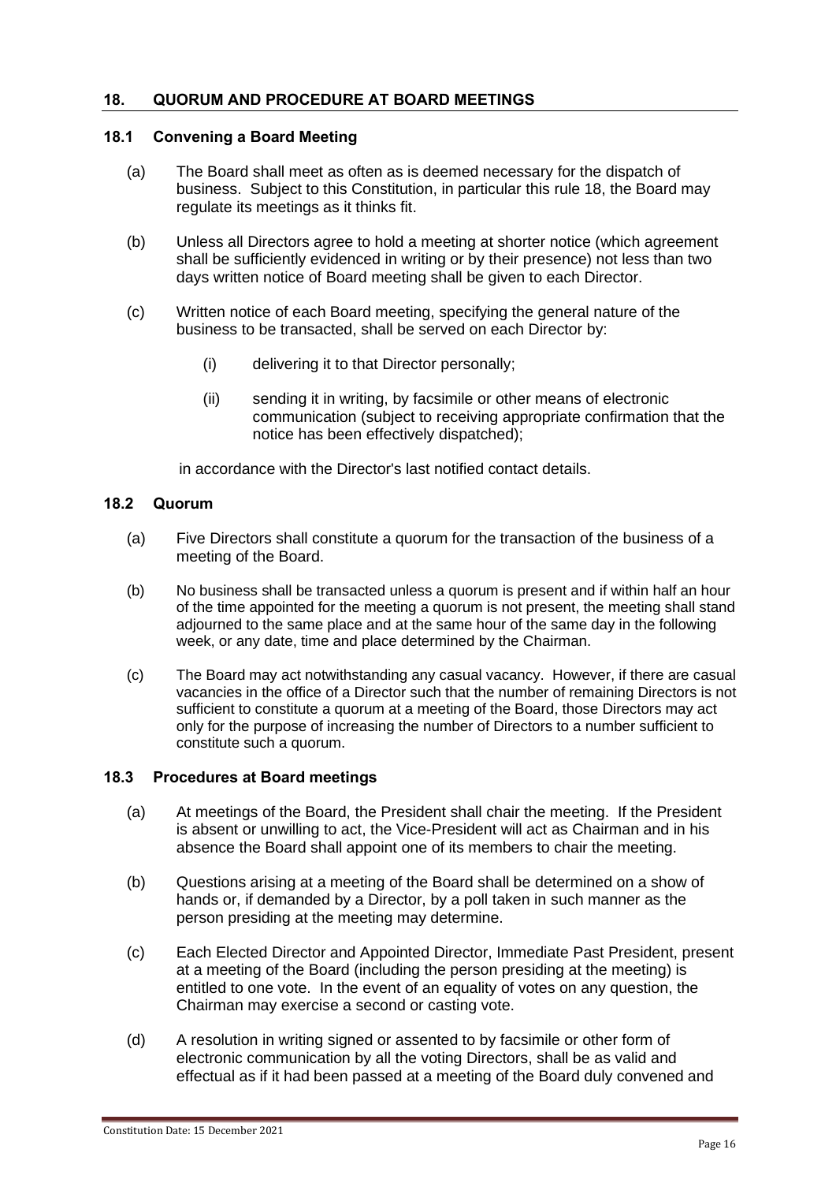## 18. QUORUM AND PROCEDURE AT BOARD MEETINGS

### 18.1 Convening a Board Meeting

(a) The Board shall meet as often as is deemed necessary for the dispatch of business. Subject to this Constitution, in particular this rule 18, the Board may regulate its meetings as it thinks fit.

(b) Unless all Directors agree to hold a meeting at shorter notice (which agreement shall be sufficiently evidenced in writing or by their presence) not less than two days written notice of Board meeting shall be given to each Director.

(c) Written notice of each Board meeting, specifying the general nature of the business to be transacted, shall be served on each Director by:

(i) delivering it to that Director personally;

(ii) sending it in writing, by facsimile or other means of electronic communication (subject to receiving appropriate confirmation that the notice has been effectively dispatched);

in accordance with the Director's last notified contact details.

### 18.2 Quorum

(a) Five Directors shall constitute a quorum for the transaction of the business of a meeting of the Board.

(b) No business shall be transacted unless a quorum is present and if within half an hour of the time appointed for the meeting a quorum is not present, the meeting shall stand adjourned to the same place and at the same hour of the same day in the following week, or any date, time and place determined by the Chairman.

(c) The Board may act notwithstanding any casual vacancy. However, if there are casual vacancies in the office of a Director such that the number of remaining Directors is not sufficient to constitute a quorum at a meeting of the Board, those Directors may act only for the purpose of increasing the number of Directors to a number sufficient to constitute such a quorum.

### 18.3 Procedures at Board meetings

(a) At meetings of the Board, the President shall chair the meeting. If the President is absent or unwilling to act, the Vice-President will act as Chairman and in his absence the Board shall appoint one of its members to chair the meeting.

(b) Questions arising at a meeting of the Board shall be determined on a show of hands or, if demanded by a Director, by a poll taken in such manner as the person presiding at the meeting may determine.

(c) Each Elected Director and Appointed Director, Immediate Past President, present at a meeting of the Board (including the person presiding at the meeting) is entitled to one vote. In the event of an equality of votes on any question, the Chairman may exercise a second or casting vote.

(d) A resolution in writing signed or assented to by facsimile or other form of electronic communication by all the voting Directors, shall be as valid and effectual as if it had been passed at a meeting of the Board duly convened and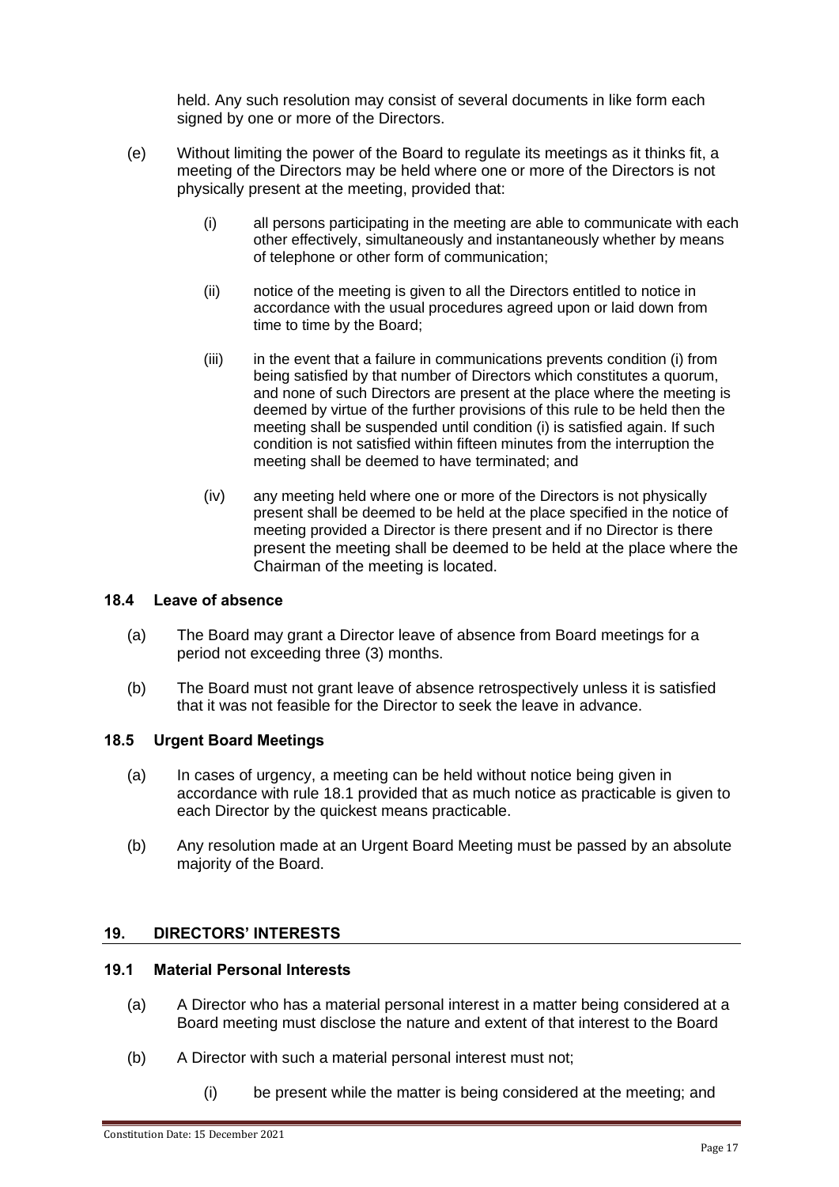held. Any such resolution may consist of several documents in like form each signed by one or more of the Directors.

(e) Without limiting the power of the Board to regulate its meetings as it thinks fit, a meeting of the Directors may be held where one or more of the Directors is not physically present at the meeting, provided that:

(i) all persons participating in the meeting are able to communicate with each other effectively, simultaneously and instantaneously whether by means of telephone or other form of communication;

(ii) notice of the meeting is given to all the Directors entitled to notice in accordance with the usual procedures agreed upon or laid down from time to time by the Board;

(iii) in the event that a failure in communications prevents condition (i) from being satisfied by that number of Directors which constitutes a quorum, and none of such Directors are present at the place where the meeting is deemed by virtue of the further provisions of this rule to be held then the meeting shall be suspended until condition (i) is satisfied again. If such condition is not satisfied within fifteen minutes from the interruption the meeting shall be deemed to have terminated; and

(iv) any meeting held where one or more of the Directors is not physically present shall be deemed to be held at the place specified in the notice of meeting provided a Director is there present and if no Director is there present the meeting shall be deemed to be held at the place where the Chairman of the meeting is located.

### 18.4 Leave of absence

(a) The Board may grant a Director leave of absence from Board meetings for a period not exceeding three (3) months.

(b) The Board must not grant leave of absence retrospectively unless it is satisfied that it was not feasible for the Director to seek the leave in advance.

### 18.5 Urgent Board Meetings

(a) In cases of urgency, a meeting can be held without notice being given in accordance with rule 18.1 provided that as much notice as practicable is given to each Director by the quickest means practicable.

(b) Any resolution made at an Urgent Board Meeting must be passed by an absolute majority of the Board.

## 19. DIRECTORS' INTERESTS

### 19.1 Material Personal Interests

(a) A Director who has a material personal interest in a matter being considered at a Board meeting must disclose the nature and extent of that interest to the Board

(b) A Director with such a material personal interest must not;

(i) be present while the matter is being considered at the meeting; and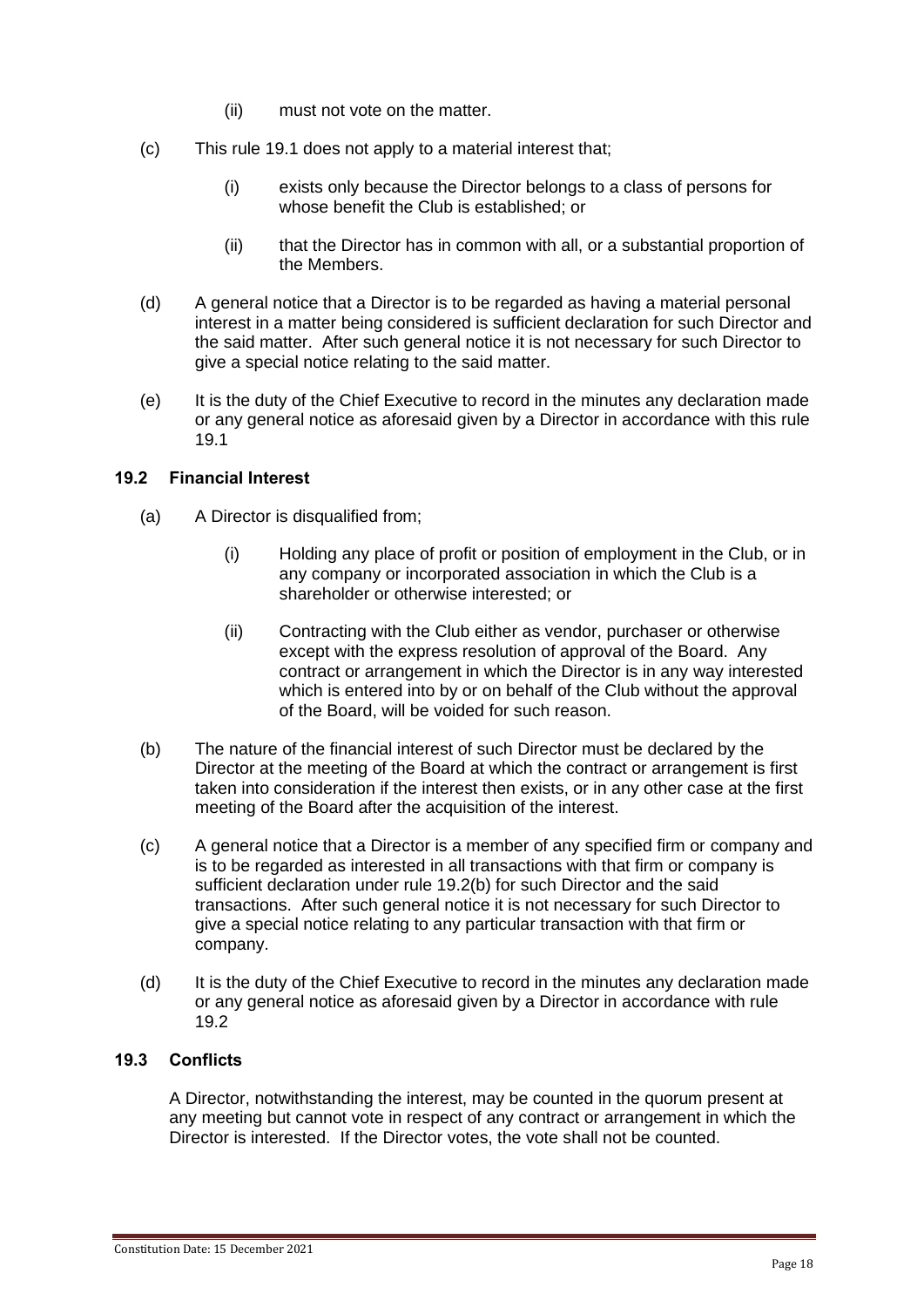(ii) must not vote on the matter.

(c) This rule 19.1 does not apply to a material interest that;

(i) exists only because the Director belongs to a class of persons for whose benefit the Club is established; or

(ii) that the Director has in common with all, or a substantial proportion of the Members.

(d) A general notice that a Director is to be regarded as having a material personal interest in a matter being considered is sufficient declaration for such Director and the said matter. After such general notice it is not necessary for such Director to give a special notice relating to the said matter.

(e) It is the duty of the Chief Executive to record in the minutes any declaration made or any general notice as aforesaid given by a Director in accordance with this rule 19.1

### 19.2 Financial Interest

(a) A Director is disqualified from;

(i) Holding any place of profit or position of employment in the Club, or in any company or incorporated association in which the Club is a shareholder or otherwise interested; or

(ii) Contracting with the Club either as vendor, purchaser or otherwise except with the express resolution of approval of the Board. Any contract or arrangement in which the Director is in any way interested which is entered into by or on behalf of the Club without the approval of the Board, will be voided for such reason.

(b) The nature of the financial interest of such Director must be declared by the Director at the meeting of the Board at which the contract or arrangement is first taken into consideration if the interest then exists, or in any other case at the first meeting of the Board after the acquisition of the interest.

(c) A general notice that a Director is a member of any specified firm or company and is to be regarded as interested in all transactions with that firm or company is sufficient declaration under rule 19.2(b) for such Director and the said transactions. After such general notice it is not necessary for such Director to give a special notice relating to any particular transaction with that firm or company.

(d) It is the duty of the Chief Executive to record in the minutes any declaration made or any general notice as aforesaid given by a Director in accordance with rule 19.2

### 19.3 Conflicts

A Director, notwithstanding the interest, may be counted in the quorum present at any meeting but cannot vote in respect of any contract or arrangement in which the Director is interested. If the Director votes, the vote shall not be counted.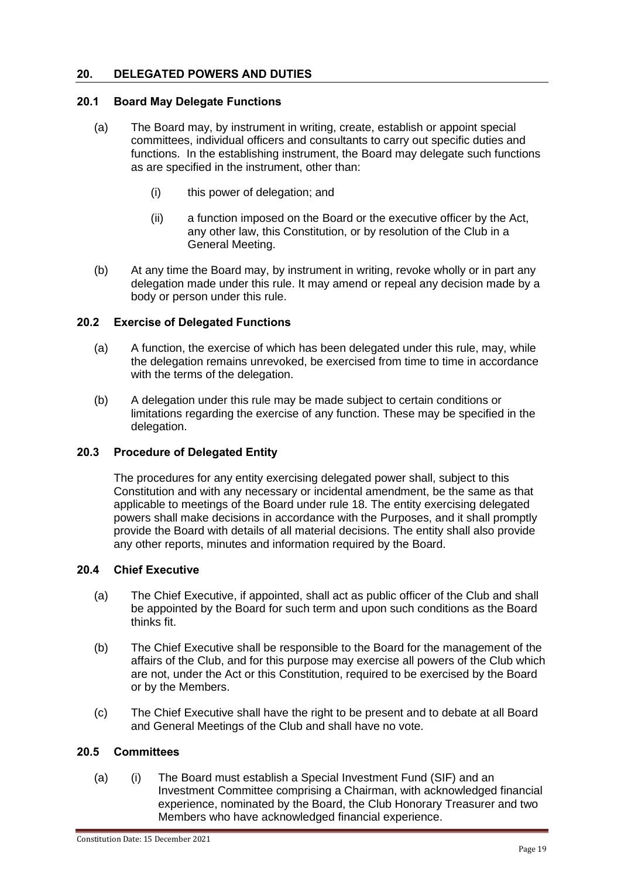## 20. DELEGATED POWERS AND DUTIES

### 20.1 Board May Delegate Functions

(a) The Board may, by instrument in writing, create, establish or appoint special committees, individual officers and consultants to carry out specific duties and functions. In the establishing instrument, the Board may delegate such functions as are specified in the instrument, other than:

(i) this power of delegation; and

(ii) a function imposed on the Board or the executive officer by the Act, any other law, this Constitution, or by resolution of the Club in a General Meeting.

(b) At any time the Board may, by instrument in writing, revoke wholly or in part any delegation made under this rule. It may amend or repeal any decision made by a body or person under this rule.

### 20.2 Exercise of Delegated Functions

(a) A function, the exercise of which has been delegated under this rule, may, while the delegation remains unrevoked, be exercised from time to time in accordance with the terms of the delegation.

(b) A delegation under this rule may be made subject to certain conditions or limitations regarding the exercise of any function. These may be specified in the delegation.

### 20.3 Procedure of Delegated Entity

The procedures for any entity exercising delegated power shall, subject to this Constitution and with any necessary or incidental amendment, be the same as that applicable to meetings of the Board under rule 18. The entity exercising delegated powers shall make decisions in accordance with the Purposes, and it shall promptly provide the Board with details of all material decisions. The entity shall also provide any other reports, minutes and information required by the Board.

### 20.4 Chief Executive

(a) The Chief Executive, if appointed, shall act as public officer of the Club and shall be appointed by the Board for such term and upon such conditions as the Board thinks fit.

(b) The Chief Executive shall be responsible to the Board for the management of the affairs of the Club, and for this purpose may exercise all powers of the Club which are not, under the Act or this Constitution, required to be exercised by the Board or by the Members.

(c) The Chief Executive shall have the right to be present and to debate at all Board and General Meetings of the Club and shall have no vote.

### 20.5 Committees

(a) (i) The Board must establish a Special Investment Fund (SIF) and an Investment Committee comprising a Chairman, with acknowledged financial experience, nominated by the Board, the Club Honorary Treasurer and two Members who have acknowledged financial experience.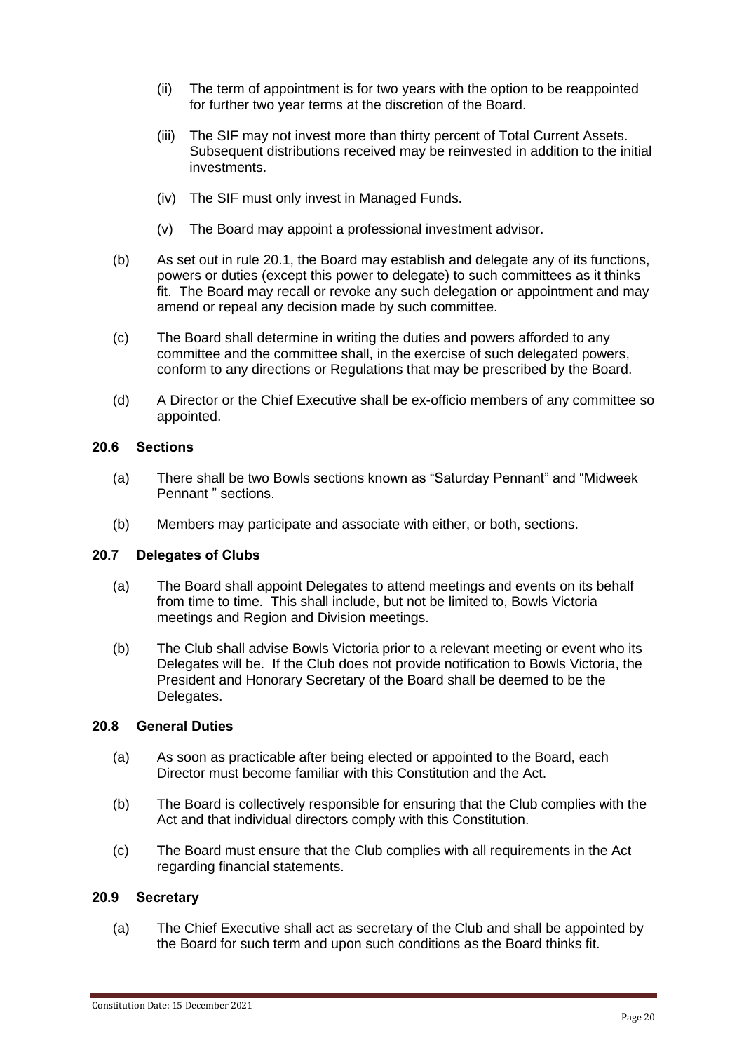(ii) The term of appointment is for two years with the option to be reappointed for further two year terms at the discretion of the Board.

(iii) The SIF may not invest more than thirty percent of Total Current Assets. Subsequent distributions received may be reinvested in addition to the initial investments.

(iv) The SIF must only invest in Managed Funds.

(v) The Board may appoint a professional investment advisor.

(b) As set out in rule 20.1, the Board may establish and delegate any of its functions, powers or duties (except this power to delegate) to such committees as it thinks fit. The Board may recall or revoke any such delegation or appointment and may amend or repeal any decision made by such committee.

(c) The Board shall determine in writing the duties and powers afforded to any committee and the committee shall, in the exercise of such delegated powers, conform to any directions or Regulations that may be prescribed by the Board.

(d) A Director or the Chief Executive shall be ex-officio members of any committee so appointed.

### 20.6 Sections

(a) There shall be two Bowls sections known as "Saturday Pennant" and "Midweek Pennant " sections.

(b) Members may participate and associate with either, or both, sections.

### 20.7 Delegates of Clubs

(a) The Board shall appoint Delegates to attend meetings and events on its behalf from time to time. This shall include, but not be limited to, Bowls Victoria meetings and Region and Division meetings.

(b) The Club shall advise Bowls Victoria prior to a relevant meeting or event who its Delegates will be. If the Club does not provide notification to Bowls Victoria, the President and Honorary Secretary of the Board shall be deemed to be the Delegates.

### 20.8 General Duties

(a) As soon as practicable after being elected or appointed to the Board, each Director must become familiar with this Constitution and the Act.

(b) The Board is collectively responsible for ensuring that the Club complies with the Act and that individual directors comply with this Constitution.

(c) The Board must ensure that the Club complies with all requirements in the Act regarding financial statements.

### 20.9 Secretary

(a) The Chief Executive shall act as secretary of the Club and shall be appointed by the Board for such term and upon such conditions as the Board thinks fit.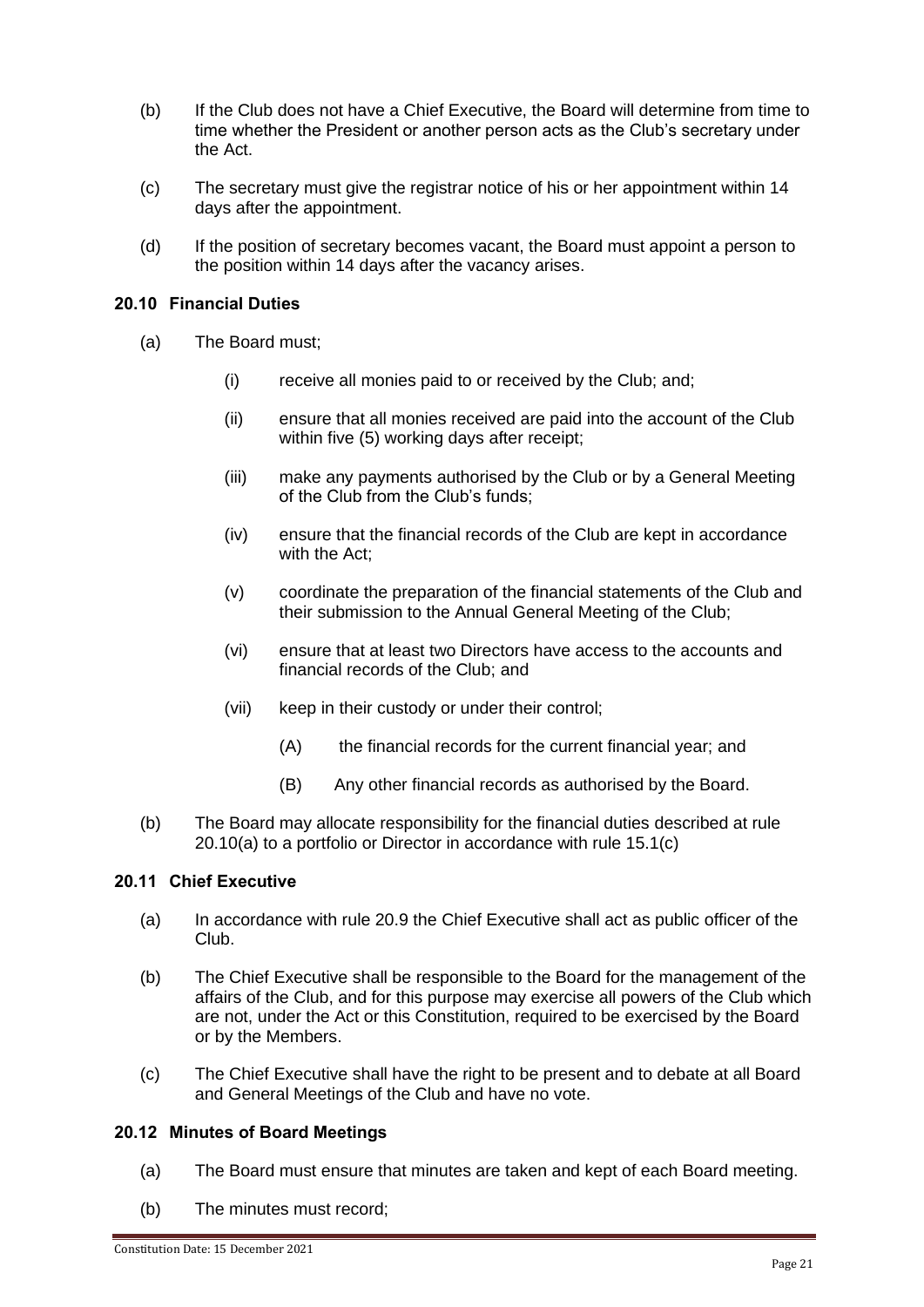(b) If the Club does not have a Chief Executive, the Board will determine from time to time whether the President or another person acts as the Club's secretary under the Act.

(c) The secretary must give the registrar notice of his or her appointment within 14 days after the appointment.

(d) If the position of secretary becomes vacant, the Board must appoint a person to the position within 14 days after the vacancy arises.

### 20.10 Financial Duties

(a) The Board must;

  (i) receive all monies paid to or received by the Club; and;

  (ii) ensure that all monies received are paid into the account of the Club within five (5) working days after receipt;

  (iii) make any payments authorised by the Club or by a General Meeting of the Club from the Club's funds;

  (iv) ensure that the financial records of the Club are kept in accordance with the Act;

  (v) coordinate the preparation of the financial statements of the Club and their submission to the Annual General Meeting of the Club;

  (vi) ensure that at least two Directors have access to the accounts and financial records of the Club; and

  (vii) keep in their custody or under their control;

    (A) the financial records for the current financial year; and

    (B) Any other financial records as authorised by the Board.

(b) The Board may allocate responsibility for the financial duties described at rule 20.10(a) to a portfolio or Director in accordance with rule 15.1(c)

### 20.11 Chief Executive

(a) In accordance with rule 20.9 the Chief Executive shall act as public officer of the Club.

(b) The Chief Executive shall be responsible to the Board for the management of the affairs of the Club, and for this purpose may exercise all powers of the Club which are not, under the Act or this Constitution, required to be exercised by the Board or by the Members.

(c) The Chief Executive shall have the right to be present and to debate at all Board and General Meetings of the Club and have no vote.

### 20.12 Minutes of Board Meetings

(a) The Board must ensure that minutes are taken and kept of each Board meeting.

(b) The minutes must record;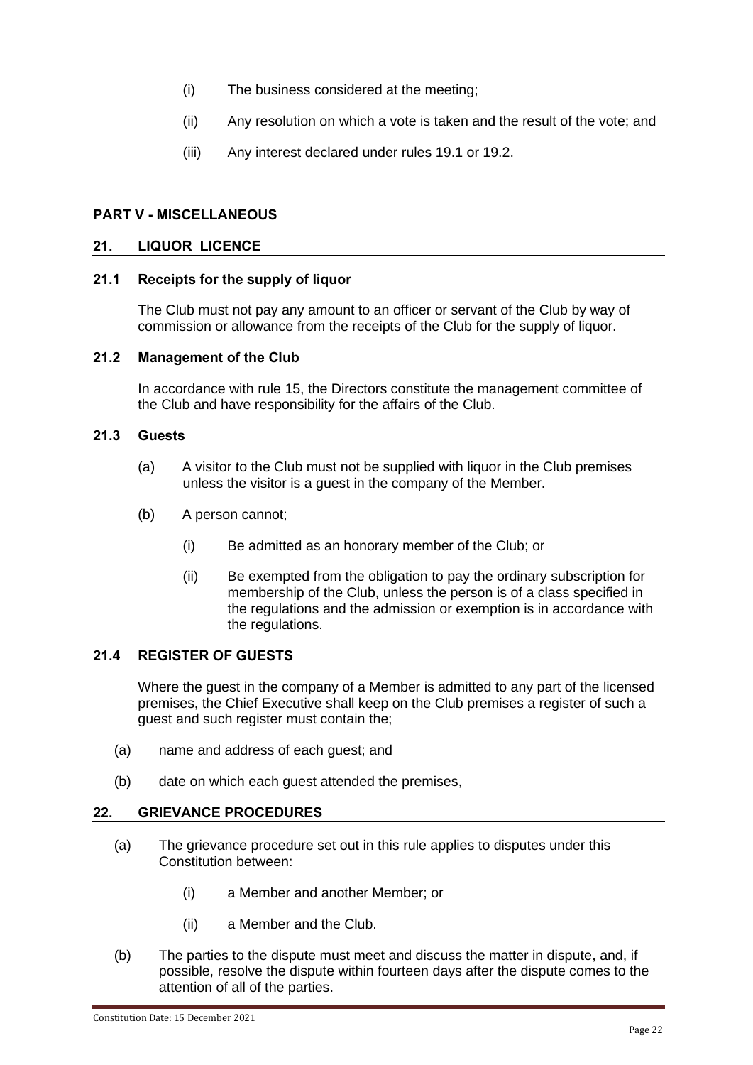(i) The business considered at the meeting;

(ii) Any resolution on which a vote is taken and the result of the vote; and

(iii) Any interest declared under rules 19.1 or 19.2.

## PART V - MISCELLANEOUS

### 21. LIQUOR LICENCE

#### 21.1 Receipts for the supply of liquor

The Club must not pay any amount to an officer or servant of the Club by way of commission or allowance from the receipts of the Club for the supply of liquor.

#### 21.2 Management of the Club

In accordance with rule 15, the Directors constitute the management committee of the Club and have responsibility for the affairs of the Club.

#### 21.3 Guests

(a) A visitor to the Club must not be supplied with liquor in the Club premises unless the visitor is a guest in the company of the Member.

(b) A person cannot;

(i) Be admitted as an honorary member of the Club; or

(ii) Be exempted from the obligation to pay the ordinary subscription for membership of the Club, unless the person is of a class specified in the regulations and the admission or exemption is in accordance with the regulations.

#### 21.4 REGISTER OF GUESTS

Where the guest in the company of a Member is admitted to any part of the licensed premises, the Chief Executive shall keep on the Club premises a register of such a guest and such register must contain the;

(a) name and address of each guest; and

(b) date on which each guest attended the premises,

### 22. GRIEVANCE PROCEDURES

(a) The grievance procedure set out in this rule applies to disputes under this Constitution between:

(i) a Member and another Member; or

(ii) a Member and the Club.

(b) The parties to the dispute must meet and discuss the matter in dispute, and, if possible, resolve the dispute within fourteen days after the dispute comes to the attention of all of the parties.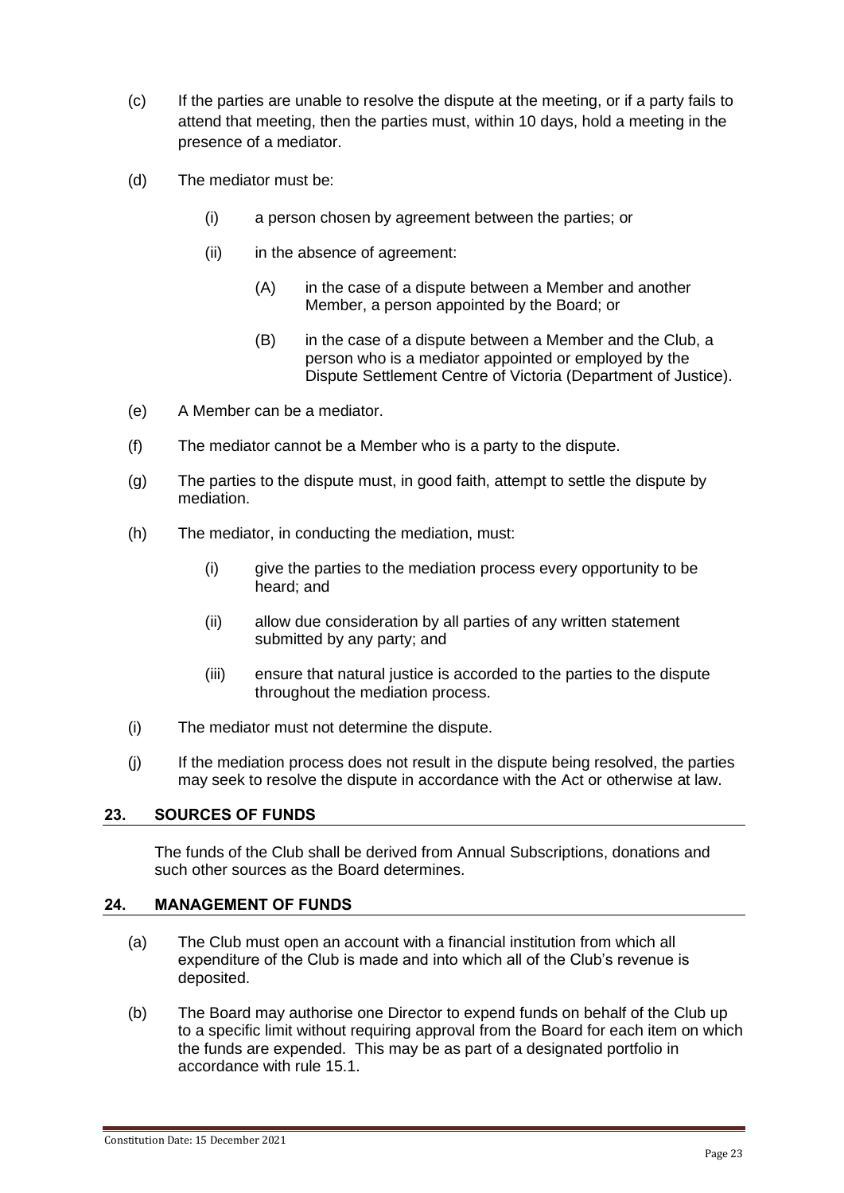(c) If the parties are unable to resolve the dispute at the meeting, or if a party fails to attend that meeting, then the parties must, within 10 days, hold a meeting in the presence of a mediator.

(d) The mediator must be:

  (i) a person chosen by agreement between the parties; or

  (ii) in the absence of agreement:

    (A) in the case of a dispute between a Member and another Member, a person appointed by the Board; or

    (B) in the case of a dispute between a Member and the Club, a person who is a mediator appointed or employed by the Dispute Settlement Centre of Victoria (Department of Justice).

(e) A Member can be a mediator.

(f) The mediator cannot be a Member who is a party to the dispute.

(g) The parties to the dispute must, in good faith, attempt to settle the dispute by mediation.

(h) The mediator, in conducting the mediation, must:

  (i) give the parties to the mediation process every opportunity to be heard; and

  (ii) allow due consideration by all parties of any written statement submitted by any party; and

  (iii) ensure that natural justice is accorded to the parties to the dispute throughout the mediation process.

(i) The mediator must not determine the dispute.

(j) If the mediation process does not result in the dispute being resolved, the parties may seek to resolve the dispute in accordance with the Act or otherwise at law.

## 23. SOURCES OF FUNDS

The funds of the Club shall be derived from Annual Subscriptions, donations and such other sources as the Board determines.

## 24. MANAGEMENT OF FUNDS

(a) The Club must open an account with a financial institution from which all expenditure of the Club is made and into which all of the Club's revenue is deposited.

(b) The Board may authorise one Director to expend funds on behalf of the Club up to a specific limit without requiring approval from the Board for each item on which the funds are expended. This may be as part of a designated portfolio in accordance with rule 15.1.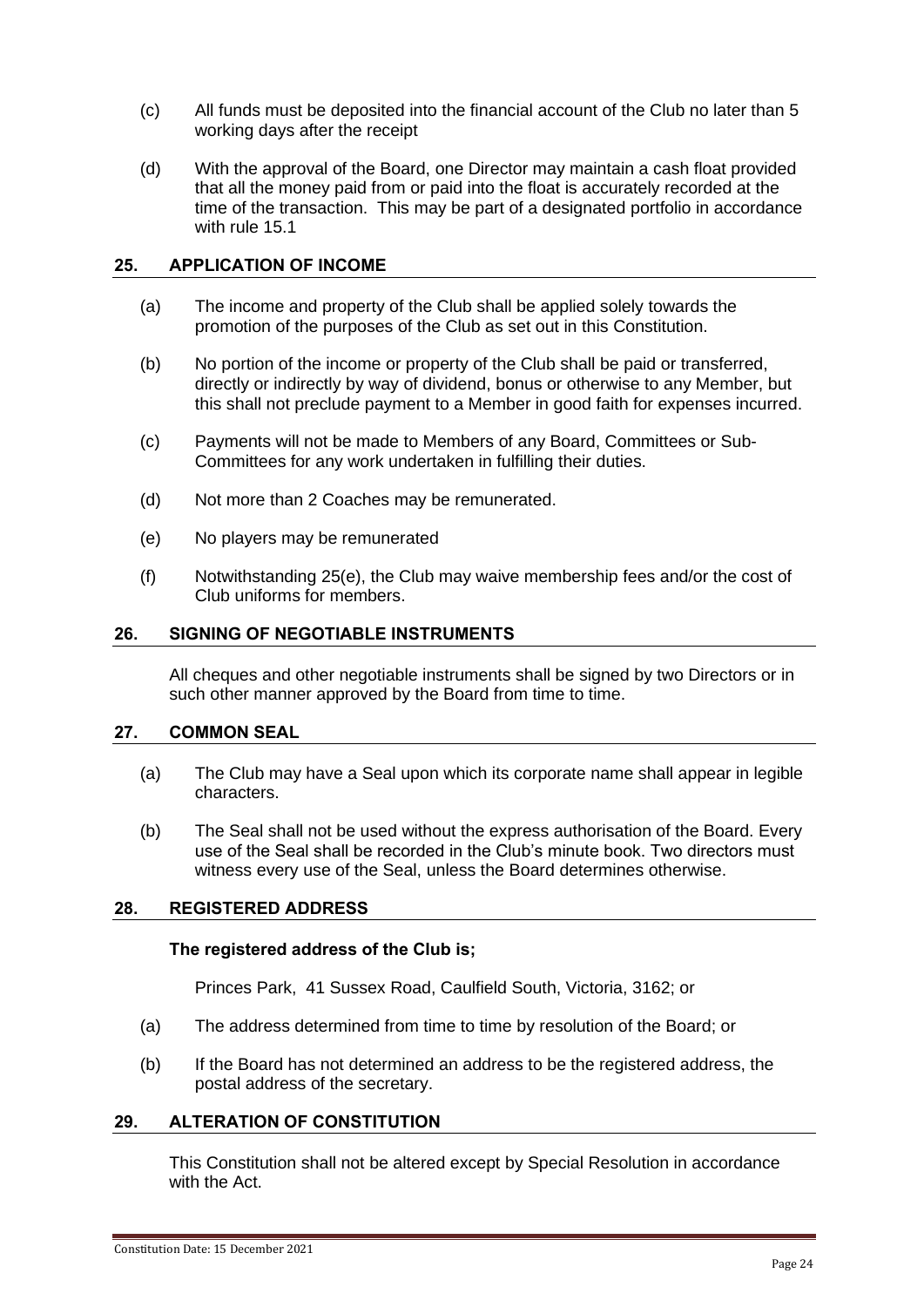(c) All funds must be deposited into the financial account of the Club no later than 5 working days after the receipt

(d) With the approval of the Board, one Director may maintain a cash float provided that all the money paid from or paid into the float is accurately recorded at the time of the transaction. This may be part of a designated portfolio in accordance with rule 15.1

## 25. APPLICATION OF INCOME

(a) The income and property of the Club shall be applied solely towards the promotion of the purposes of the Club as set out in this Constitution.

(b) No portion of the income or property of the Club shall be paid or transferred, directly or indirectly by way of dividend, bonus or otherwise to any Member, but this shall not preclude payment to a Member in good faith for expenses incurred.

(c) Payments will not be made to Members of any Board, Committees or Sub-Committees for any work undertaken in fulfilling their duties.

(d) Not more than 2 Coaches may be remunerated.

(e) No players may be remunerated

(f) Notwithstanding 25(e), the Club may waive membership fees and/or the cost of Club uniforms for members.

## 26. SIGNING OF NEGOTIABLE INSTRUMENTS

All cheques and other negotiable instruments shall be signed by two Directors or in such other manner approved by the Board from time to time.

## 27. COMMON SEAL

(a) The Club may have a Seal upon which its corporate name shall appear in legible characters.

(b) The Seal shall not be used without the express authorisation of the Board. Every use of the Seal shall be recorded in the Club's minute book. Two directors must witness every use of the Seal, unless the Board determines otherwise.

## 28. REGISTERED ADDRESS

**The registered address of the Club is;**

Princes Park, 41 Sussex Road, Caulfield South, Victoria, 3162; or

(a) The address determined from time to time by resolution of the Board; or

(b) If the Board has not determined an address to be the registered address, the postal address of the secretary.

## 29. ALTERATION OF CONSTITUTION

This Constitution shall not be altered except by Special Resolution in accordance with the Act.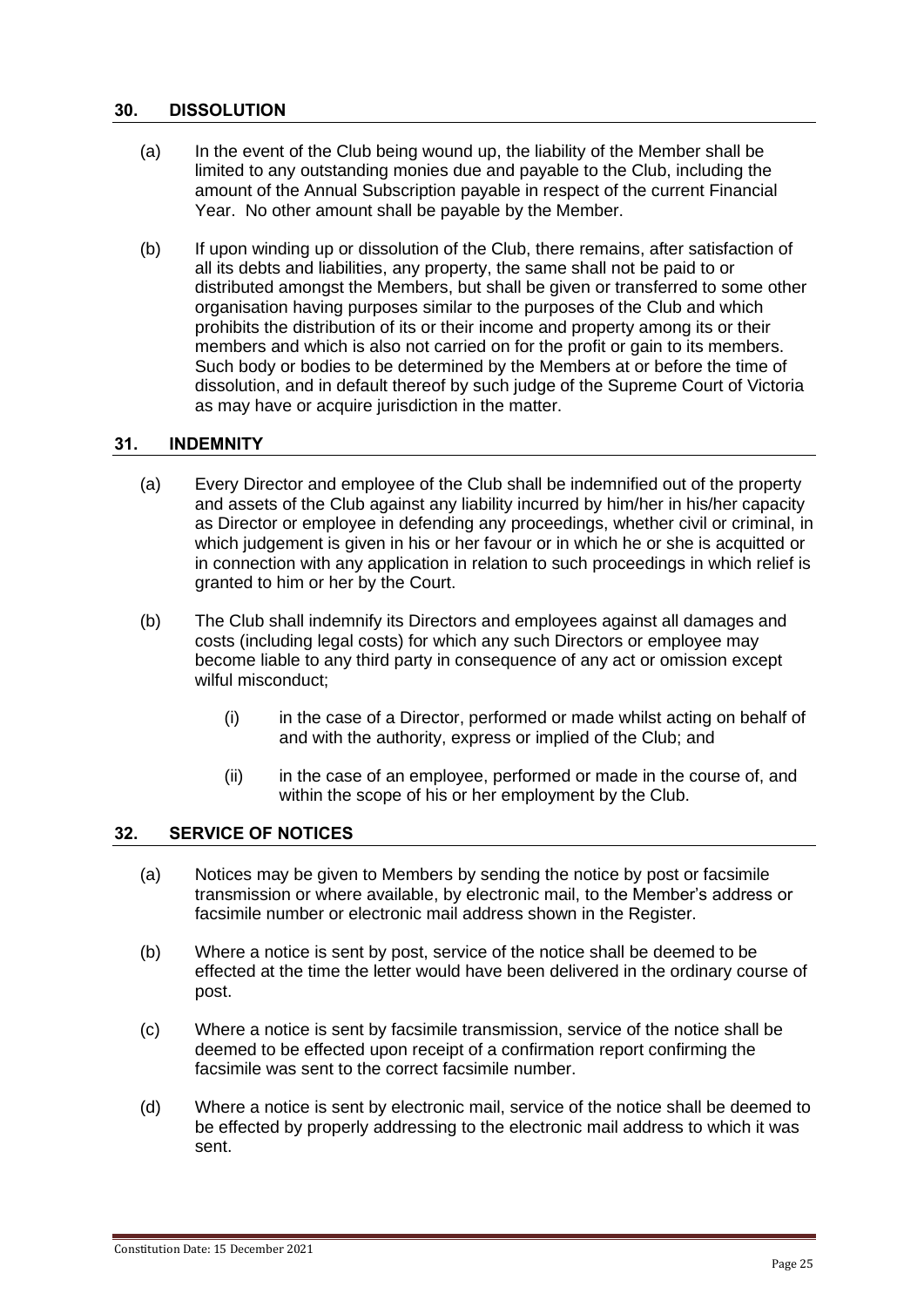## 30. DISSOLUTION

(a) In the event of the Club being wound up, the liability of the Member shall be limited to any outstanding monies due and payable to the Club, including the amount of the Annual Subscription payable in respect of the current Financial Year. No other amount shall be payable by the Member.

(b) If upon winding up or dissolution of the Club, there remains, after satisfaction of all its debts and liabilities, any property, the same shall not be paid to or distributed amongst the Members, but shall be given or transferred to some other organisation having purposes similar to the purposes of the Club and which prohibits the distribution of its or their income and property among its or their members and which is also not carried on for the profit or gain to its members. Such body or bodies to be determined by the Members at or before the time of dissolution, and in default thereof by such judge of the Supreme Court of Victoria as may have or acquire jurisdiction in the matter.

## 31. INDEMNITY

(a) Every Director and employee of the Club shall be indemnified out of the property and assets of the Club against any liability incurred by him/her in his/her capacity as Director or employee in defending any proceedings, whether civil or criminal, in which judgement is given in his or her favour or in which he or she is acquitted or in connection with any application in relation to such proceedings in which relief is granted to him or her by the Court.

(b) The Club shall indemnify its Directors and employees against all damages and costs (including legal costs) for which any such Directors or employee may become liable to any third party in consequence of any act or omission except wilful misconduct;

   (i) in the case of a Director, performed or made whilst acting on behalf of and with the authority, express or implied of the Club; and

   (ii) in the case of an employee, performed or made in the course of, and within the scope of his or her employment by the Club.

## 32. SERVICE OF NOTICES

(a) Notices may be given to Members by sending the notice by post or facsimile transmission or where available, by electronic mail, to the Member's address or facsimile number or electronic mail address shown in the Register.

(b) Where a notice is sent by post, service of the notice shall be deemed to be effected at the time the letter would have been delivered in the ordinary course of post.

(c) Where a notice is sent by facsimile transmission, service of the notice shall be deemed to be effected upon receipt of a confirmation report confirming the facsimile was sent to the correct facsimile number.

(d) Where a notice is sent by electronic mail, service of the notice shall be deemed to be effected by properly addressing to the electronic mail address to which it was sent.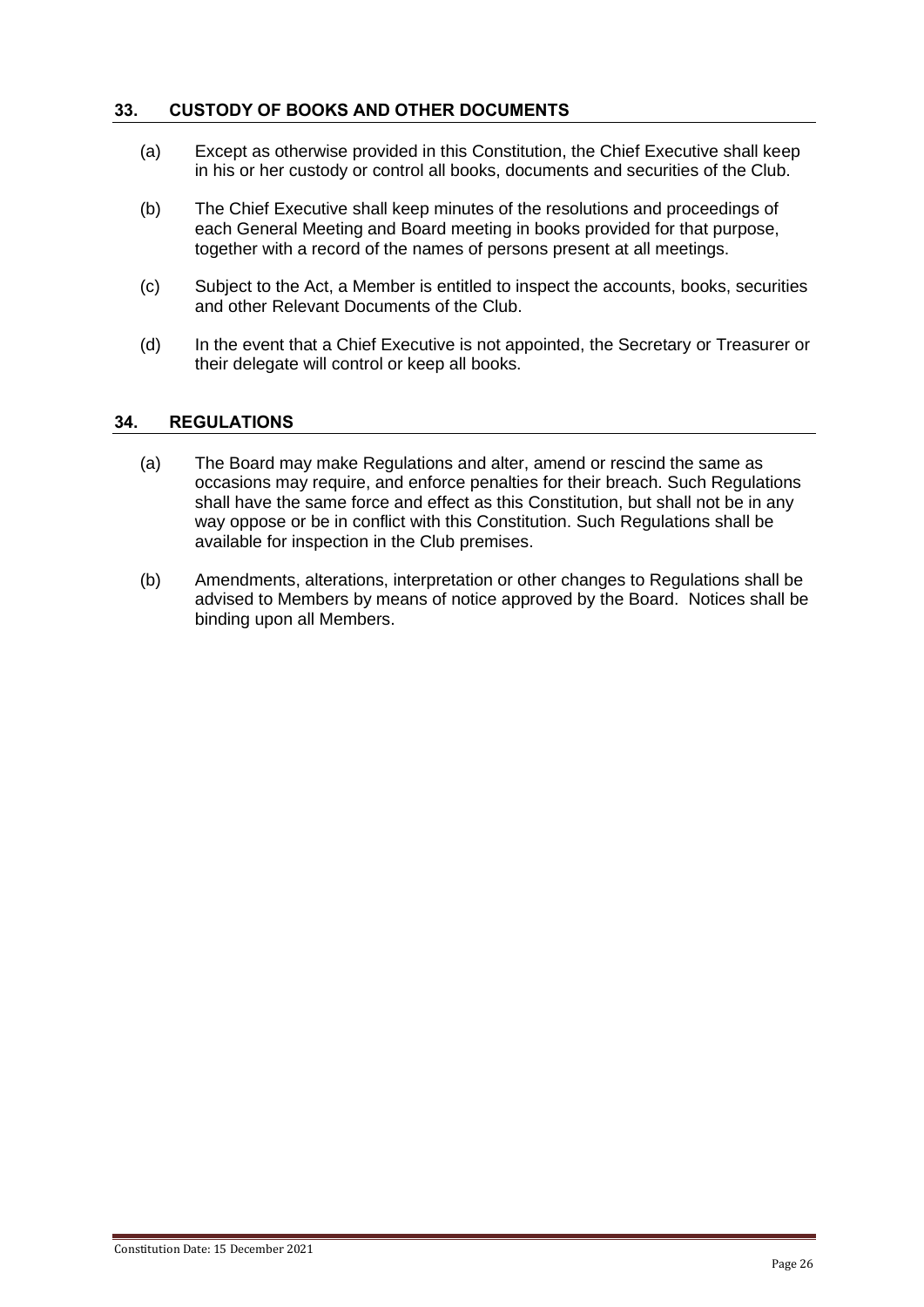## 33. CUSTODY OF BOOKS AND OTHER DOCUMENTS

(a) Except as otherwise provided in this Constitution, the Chief Executive shall keep in his or her custody or control all books, documents and securities of the Club.

(b) The Chief Executive shall keep minutes of the resolutions and proceedings of each General Meeting and Board meeting in books provided for that purpose, together with a record of the names of persons present at all meetings.

(c) Subject to the Act, a Member is entitled to inspect the accounts, books, securities and other Relevant Documents of the Club.

(d) In the event that a Chief Executive is not appointed, the Secretary or Treasurer or their delegate will control or keep all books.

## 34. REGULATIONS

(a) The Board may make Regulations and alter, amend or rescind the same as occasions may require, and enforce penalties for their breach. Such Regulations shall have the same force and effect as this Constitution, but shall not be in any way oppose or be in conflict with this Constitution. Such Regulations shall be available for inspection in the Club premises.

(b) Amendments, alterations, interpretation or other changes to Regulations shall be advised to Members by means of notice approved by the Board. Notices shall be binding upon all Members.